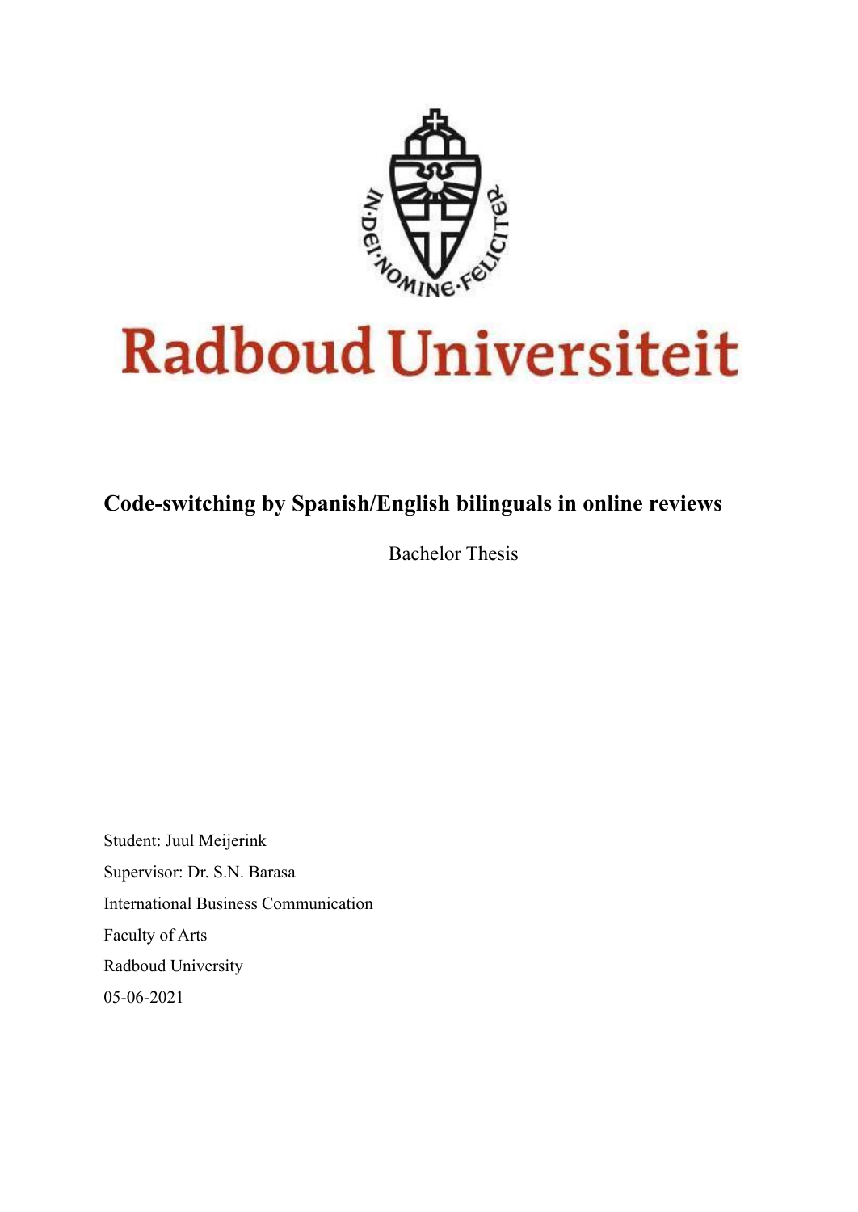Radboud Universiteit

# Code-switching by Spanish/English bilinguals in online reviews

Bachelor Thesis

Student: Juul Meijerink

Supervisor: Dr. S.N. Barasa

International Business Communication

Faculty of Arts

Radboud University

05-06-2021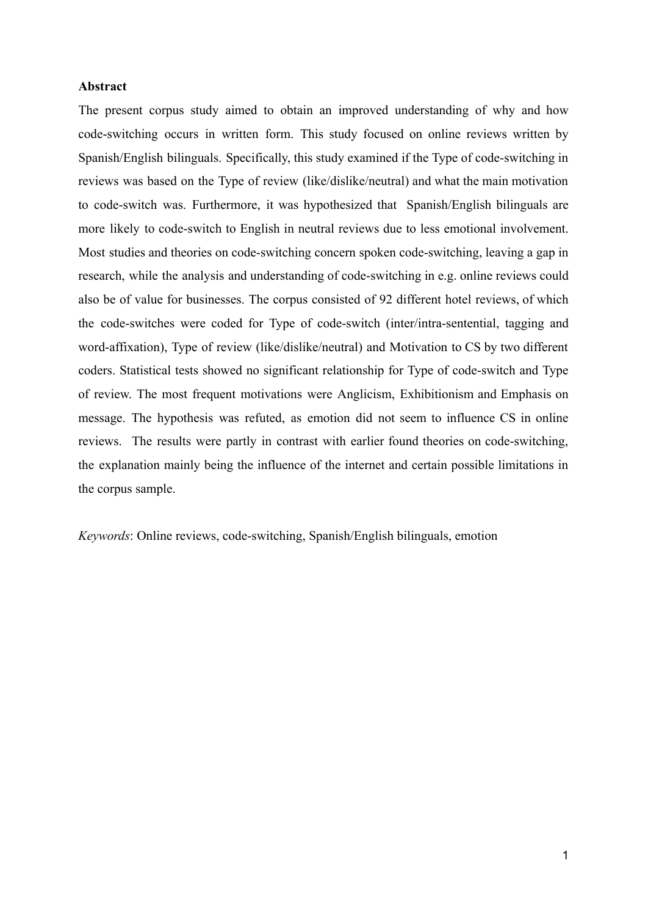**Abstract**

The present corpus study aimed to obtain an improved understanding of why and how code-switching occurs in written form. This study focused on online reviews written by Spanish/English bilinguals. Specifically, this study examined if the Type of code-switching in reviews was based on the Type of review (like/dislike/neutral) and what the main motivation to code-switch was. Furthermore, it was hypothesized that Spanish/English bilinguals are more likely to code-switch to English in neutral reviews due to less emotional involvement. Most studies and theories on code-switching concern spoken code-switching, leaving a gap in research, while the analysis and understanding of code-switching in e.g. online reviews could also be of value for businesses. The corpus consisted of 92 different hotel reviews, of which the code-switches were coded for Type of code-switch (inter/intra-sentential, tagging and word-affixation), Type of review (like/dislike/neutral) and Motivation to CS by two different coders. Statistical tests showed no significant relationship for Type of code-switch and Type of review. The most frequent motivations were Anglicism, Exhibitionism and Emphasis on message. The hypothesis was refuted, as emotion did not seem to influence CS in online reviews. The results were partly in contrast with earlier found theories on code-switching, the explanation mainly being the influence of the internet and certain possible limitations in the corpus sample.

*Keywords*: Online reviews, code-switching, Spanish/English bilinguals, emotion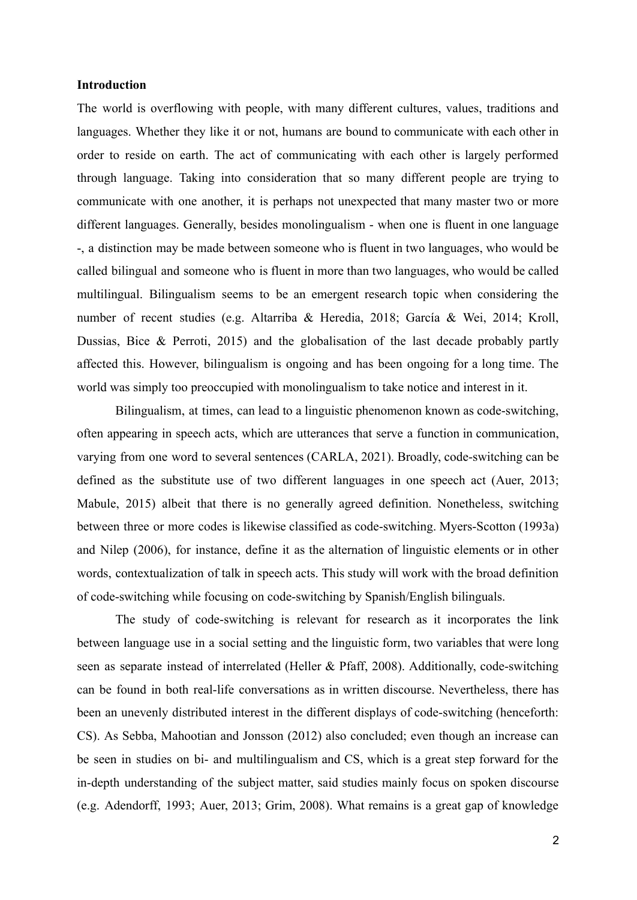**Introduction**

The world is overflowing with people, with many different cultures, values, traditions and languages. Whether they like it or not, humans are bound to communicate with each other in order to reside on earth. The act of communicating with each other is largely performed through language. Taking into consideration that so many different people are trying to communicate with one another, it is perhaps not unexpected that many master two or more different languages. Generally, besides monolingualism - when one is fluent in one language -, a distinction may be made between someone who is fluent in two languages, who would be called bilingual and someone who is fluent in more than two languages, who would be called multilingual. Bilingualism seems to be an emergent research topic when considering the number of recent studies (e.g. Altarriba & Heredia, 2018; García & Wei, 2014; Kroll, Dussias, Bice & Perroti, 2015) and the globalisation of the last decade probably partly affected this. However, bilingualism is ongoing and has been ongoing for a long time. The world was simply too preoccupied with monolingualism to take notice and interest in it.

Bilingualism, at times, can lead to a linguistic phenomenon known as code-switching, often appearing in speech acts, which are utterances that serve a function in communication, varying from one word to several sentences (CARLA, 2021). Broadly, code-switching can be defined as the substitute use of two different languages in one speech act (Auer, 2013; Mabule, 2015) albeit that there is no generally agreed definition. Nonetheless, switching between three or more codes is likewise classified as code-switching. Myers-Scotton (1993a) and Nilep (2006), for instance, define it as the alternation of linguistic elements or in other words, contextualization of talk in speech acts. This study will work with the broad definition of code-switching while focusing on code-switching by Spanish/English bilinguals.

The study of code-switching is relevant for research as it incorporates the link between language use in a social setting and the linguistic form, two variables that were long seen as separate instead of interrelated (Heller & Pfaff, 2008). Additionally, code-switching can be found in both real-life conversations as in written discourse. Nevertheless, there has been an unevenly distributed interest in the different displays of code-switching (henceforth: CS). As Sebba, Mahootian and Jonsson (2012) also concluded; even though an increase can be seen in studies on bi- and multilingualism and CS, which is a great step forward for the in-depth understanding of the subject matter, said studies mainly focus on spoken discourse (e.g. Adendorff, 1993; Auer, 2013; Grim, 2008). What remains is a great gap of knowledge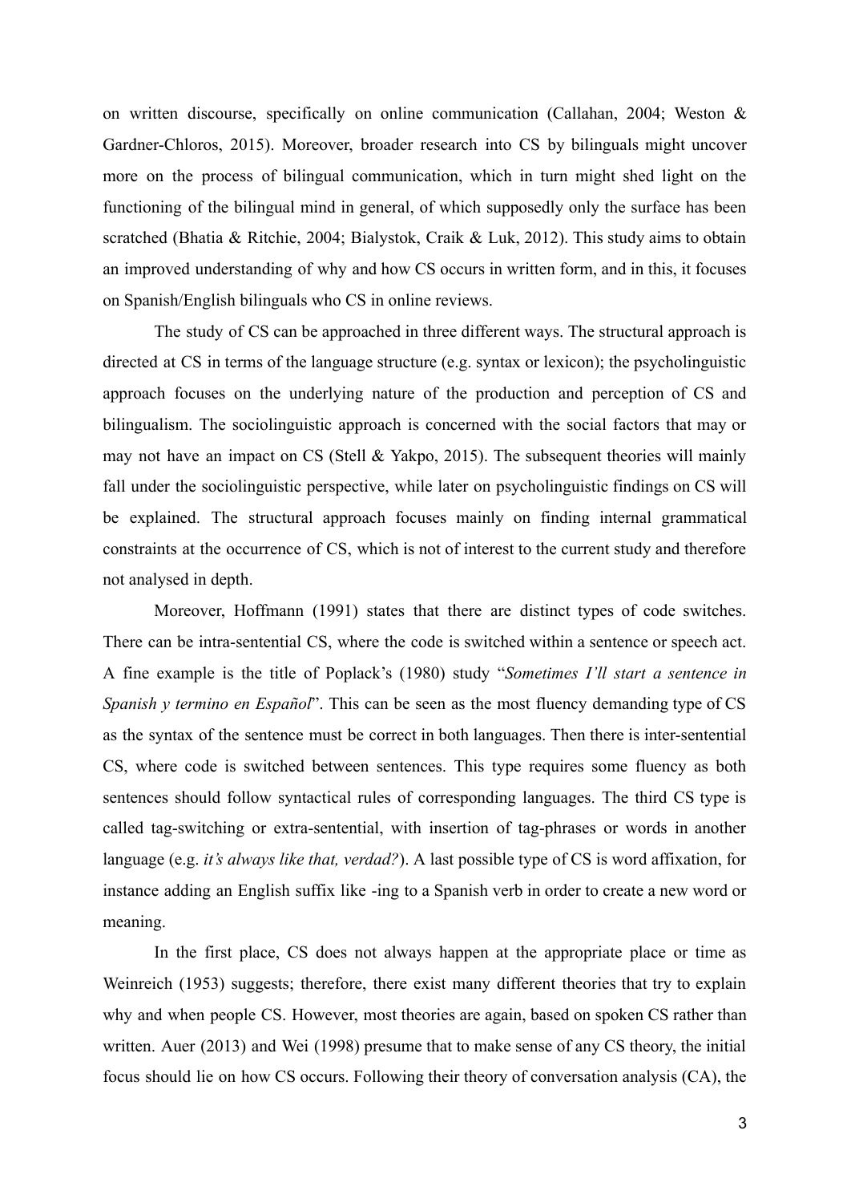on written discourse, specifically on online communication (Callahan, 2004; Weston & Gardner-Chloros, 2015). Moreover, broader research into CS by bilinguals might uncover more on the process of bilingual communication, which in turn might shed light on the functioning of the bilingual mind in general, of which supposedly only the surface has been scratched (Bhatia & Ritchie, 2004; Bialystok, Craik & Luk, 2012). This study aims to obtain an improved understanding of why and how CS occurs in written form, and in this, it focuses on Spanish/English bilinguals who CS in online reviews.

The study of CS can be approached in three different ways. The structural approach is directed at CS in terms of the language structure (e.g. syntax or lexicon); the psycholinguistic approach focuses on the underlying nature of the production and perception of CS and bilingualism. The sociolinguistic approach is concerned with the social factors that may or may not have an impact on CS (Stell & Yakpo, 2015). The subsequent theories will mainly fall under the sociolinguistic perspective, while later on psycholinguistic findings on CS will be explained. The structural approach focuses mainly on finding internal grammatical constraints at the occurrence of CS, which is not of interest to the current study and therefore not analysed in depth.

Moreover, Hoffmann (1991) states that there are distinct types of code switches. There can be intra-sentential CS, where the code is switched within a sentence or speech act. A fine example is the title of Poplack's (1980) study "*Sometimes I'll start a sentence in Spanish y termino en Español*". This can be seen as the most fluency demanding type of CS as the syntax of the sentence must be correct in both languages. Then there is inter-sentential CS, where code is switched between sentences. This type requires some fluency as both sentences should follow syntactical rules of corresponding languages. The third CS type is called tag-switching or extra-sentential, with insertion of tag-phrases or words in another language (e.g. *it's always like that, verdad?*). A last possible type of CS is word affixation, for instance adding an English suffix like -ing to a Spanish verb in order to create a new word or meaning.

In the first place, CS does not always happen at the appropriate place or time as Weinreich (1953) suggests; therefore, there exist many different theories that try to explain why and when people CS. However, most theories are again, based on spoken CS rather than written. Auer (2013) and Wei (1998) presume that to make sense of any CS theory, the initial focus should lie on how CS occurs. Following their theory of conversation analysis (CA), the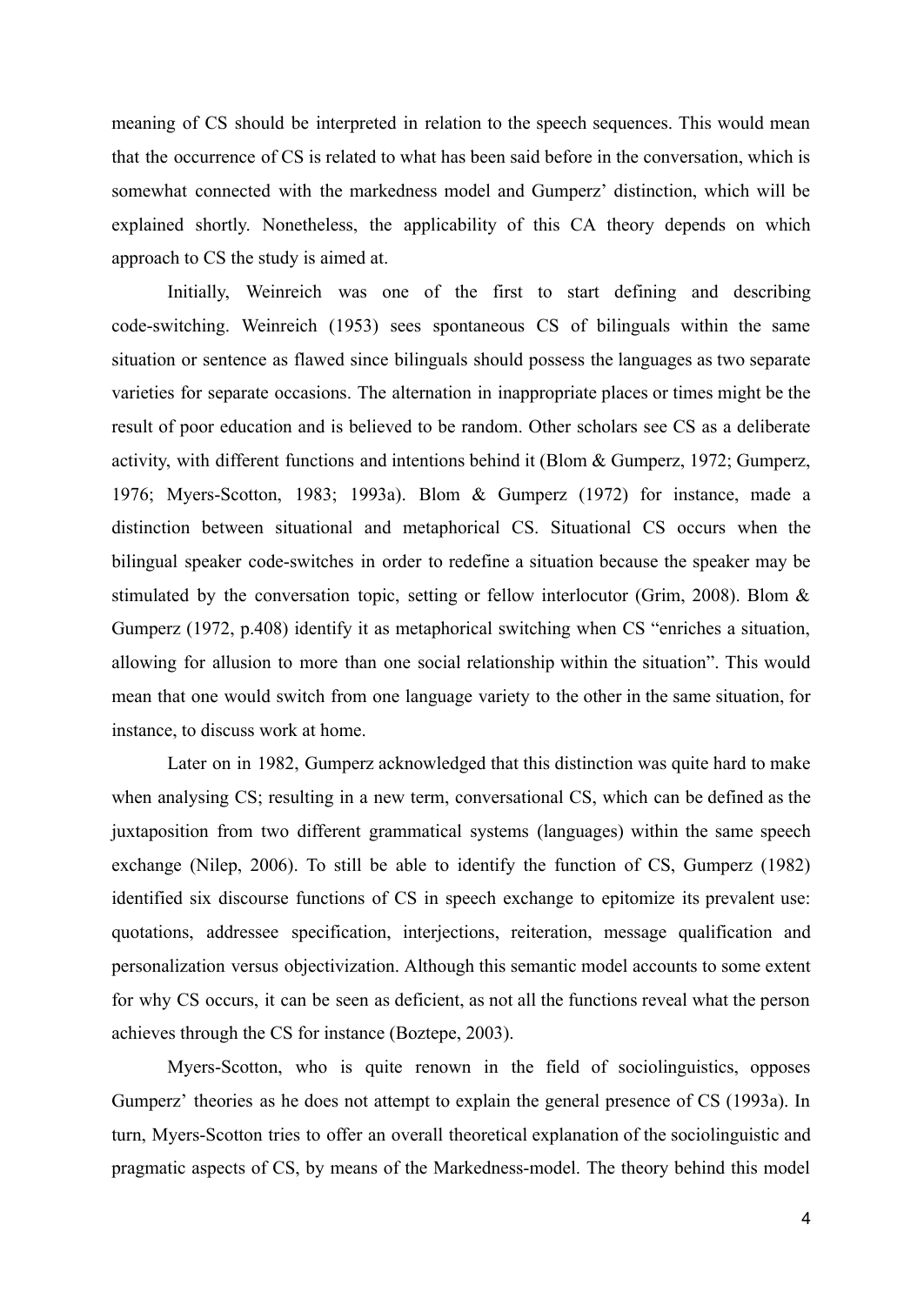meaning of CS should be interpreted in relation to the speech sequences. This would mean that the occurrence of CS is related to what has been said before in the conversation, which is somewhat connected with the markedness model and Gumperz' distinction, which will be explained shortly. Nonetheless, the applicability of this CA theory depends on which approach to CS the study is aimed at.

Initially, Weinreich was one of the first to start defining and describing code-switching. Weinreich (1953) sees spontaneous CS of bilinguals within the same situation or sentence as flawed since bilinguals should possess the languages as two separate varieties for separate occasions. The alternation in inappropriate places or times might be the result of poor education and is believed to be random. Other scholars see CS as a deliberate activity, with different functions and intentions behind it (Blom & Gumperz, 1972; Gumperz, 1976; Myers-Scotton, 1983; 1993a). Blom & Gumperz (1972) for instance, made a distinction between situational and metaphorical CS. Situational CS occurs when the bilingual speaker code-switches in order to redefine a situation because the speaker may be stimulated by the conversation topic, setting or fellow interlocutor (Grim, 2008). Blom & Gumperz (1972, p.408) identify it as metaphorical switching when CS "enriches a situation, allowing for allusion to more than one social relationship within the situation". This would mean that one would switch from one language variety to the other in the same situation, for instance, to discuss work at home.

Later on in 1982, Gumperz acknowledged that this distinction was quite hard to make when analysing CS; resulting in a new term, conversational CS, which can be defined as the juxtaposition from two different grammatical systems (languages) within the same speech exchange (Nilep, 2006). To still be able to identify the function of CS, Gumperz (1982) identified six discourse functions of CS in speech exchange to epitomize its prevalent use: quotations, addressee specification, interjections, reiteration, message qualification and personalization versus objectivization. Although this semantic model accounts to some extent for why CS occurs, it can be seen as deficient, as not all the functions reveal what the person achieves through the CS for instance (Boztepe, 2003).

Myers-Scotton, who is quite renown in the field of sociolinguistics, opposes Gumperz' theories as he does not attempt to explain the general presence of CS (1993a). In turn, Myers-Scotton tries to offer an overall theoretical explanation of the sociolinguistic and pragmatic aspects of CS, by means of the Markedness-model. The theory behind this model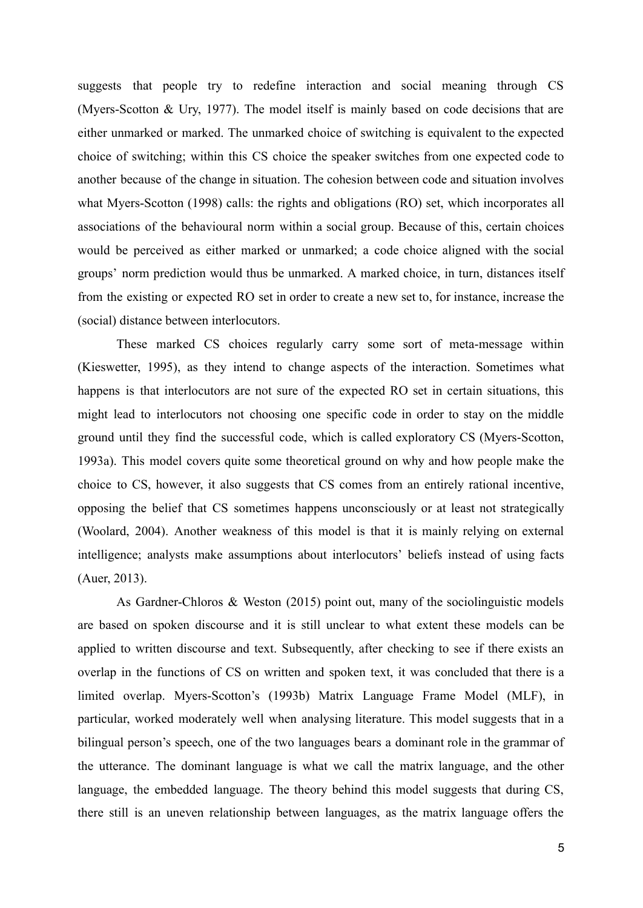suggests that people try to redefine interaction and social meaning through CS (Myers-Scotton & Ury, 1977). The model itself is mainly based on code decisions that are either unmarked or marked. The unmarked choice of switching is equivalent to the expected choice of switching; within this CS choice the speaker switches from one expected code to another because of the change in situation. The cohesion between code and situation involves what Myers-Scotton (1998) calls: the rights and obligations (RO) set, which incorporates all associations of the behavioural norm within a social group. Because of this, certain choices would be perceived as either marked or unmarked; a code choice aligned with the social groups' norm prediction would thus be unmarked. A marked choice, in turn, distances itself from the existing or expected RO set in order to create a new set to, for instance, increase the (social) distance between interlocutors.

These marked CS choices regularly carry some sort of meta-message within (Kieswetter, 1995), as they intend to change aspects of the interaction. Sometimes what happens is that interlocutors are not sure of the expected RO set in certain situations, this might lead to interlocutors not choosing one specific code in order to stay on the middle ground until they find the successful code, which is called exploratory CS (Myers-Scotton, 1993a). This model covers quite some theoretical ground on why and how people make the choice to CS, however, it also suggests that CS comes from an entirely rational incentive, opposing the belief that CS sometimes happens unconsciously or at least not strategically (Woolard, 2004). Another weakness of this model is that it is mainly relying on external intelligence; analysts make assumptions about interlocutors' beliefs instead of using facts (Auer, 2013).

As Gardner-Chloros & Weston (2015) point out, many of the sociolinguistic models are based on spoken discourse and it is still unclear to what extent these models can be applied to written discourse and text. Subsequently, after checking to see if there exists an overlap in the functions of CS on written and spoken text, it was concluded that there is a limited overlap. Myers-Scotton's (1993b) Matrix Language Frame Model (MLF), in particular, worked moderately well when analysing literature. This model suggests that in a bilingual person's speech, one of the two languages bears a dominant role in the grammar of the utterance. The dominant language is what we call the matrix language, and the other language, the embedded language. The theory behind this model suggests that during CS, there still is an uneven relationship between languages, as the matrix language offers the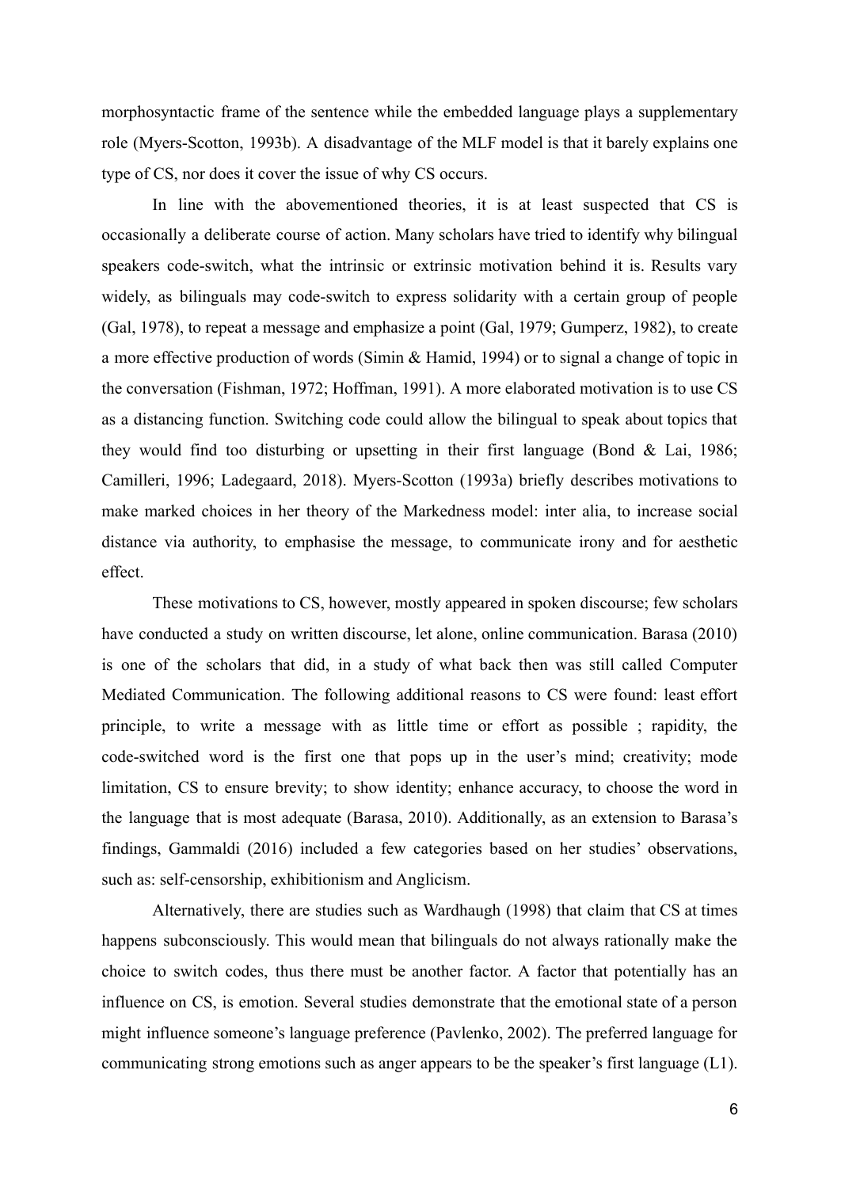morphosyntactic frame of the sentence while the embedded language plays a supplementary role (Myers-Scotton, 1993b). A disadvantage of the MLF model is that it barely explains one type of CS, nor does it cover the issue of why CS occurs.

In line with the abovementioned theories, it is at least suspected that CS is occasionally a deliberate course of action. Many scholars have tried to identify why bilingual speakers code-switch, what the intrinsic or extrinsic motivation behind it is. Results vary widely, as bilinguals may code-switch to express solidarity with a certain group of people (Gal, 1978), to repeat a message and emphasize a point (Gal, 1979; Gumperz, 1982), to create a more effective production of words (Simin & Hamid, 1994) or to signal a change of topic in the conversation (Fishman, 1972; Hoffman, 1991). A more elaborated motivation is to use CS as a distancing function. Switching code could allow the bilingual to speak about topics that they would find too disturbing or upsetting in their first language (Bond & Lai, 1986; Camilleri, 1996; Ladegaard, 2018). Myers-Scotton (1993a) briefly describes motivations to make marked choices in her theory of the Markedness model: inter alia, to increase social distance via authority, to emphasise the message, to communicate irony and for aesthetic effect.

These motivations to CS, however, mostly appeared in spoken discourse; few scholars have conducted a study on written discourse, let alone, online communication. Barasa (2010) is one of the scholars that did, in a study of what back then was still called Computer Mediated Communication. The following additional reasons to CS were found: least effort principle, to write a message with as little time or effort as possible ; rapidity, the code-switched word is the first one that pops up in the user's mind; creativity; mode limitation, CS to ensure brevity; to show identity; enhance accuracy, to choose the word in the language that is most adequate (Barasa, 2010). Additionally, as an extension to Barasa's findings, Gammaldi (2016) included a few categories based on her studies' observations, such as: self-censorship, exhibitionism and Anglicism.

Alternatively, there are studies such as Wardhaugh (1998) that claim that CS at times happens subconsciously. This would mean that bilinguals do not always rationally make the choice to switch codes, thus there must be another factor. A factor that potentially has an influence on CS, is emotion. Several studies demonstrate that the emotional state of a person might influence someone's language preference (Pavlenko, 2002). The preferred language for communicating strong emotions such as anger appears to be the speaker's first language (L1).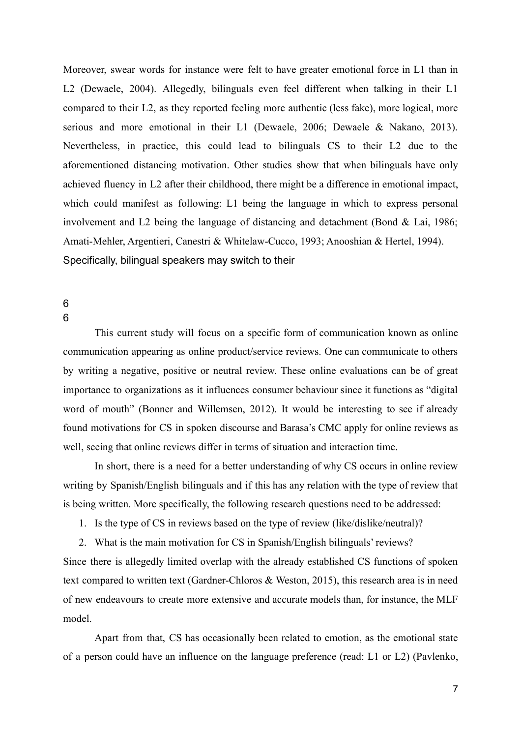Moreover, swear words for instance were felt to have greater emotional force in L1 than in L2 (Dewaele, 2004). Allegedly, bilinguals even feel different when talking in their L1 compared to their L2, as they reported feeling more authentic (less fake), more logical, more serious and more emotional in their L1 (Dewaele, 2006; Dewaele & Nakano, 2013). Nevertheless, in practice, this could lead to bilinguals CS to their L2 due to the aforementioned distancing motivation. Other studies show that when bilinguals have only achieved fluency in L2 after their childhood, there might be a difference in emotional impact, which could manifest as following: L1 being the language in which to express personal involvement and L2 being the language of distancing and detachment (Bond & Lai, 1986; Amati-Mehler, Argentieri, Canestri & Whitelaw-Cucco, 1993; Anooshian & Hertel, 1994). Specifically, bilingual speakers may switch to their

6
6

This current study will focus on a specific form of communication known as online communication appearing as online product/service reviews. One can communicate to others by writing a negative, positive or neutral review. These online evaluations can be of great importance to organizations as it influences consumer behaviour since it functions as "digital word of mouth" (Bonner and Willemsen, 2012). It would be interesting to see if already found motivations for CS in spoken discourse and Barasa's CMC apply for online reviews as well, seeing that online reviews differ in terms of situation and interaction time.

In short, there is a need for a better understanding of why CS occurs in online review writing by Spanish/English bilinguals and if this has any relation with the type of review that is being written. More specifically, the following research questions need to be addressed:

1. Is the type of CS in reviews based on the type of review (like/dislike/neutral)?
2. What is the main motivation for CS in Spanish/English bilinguals' reviews?

Since there is allegedly limited overlap with the already established CS functions of spoken text compared to written text (Gardner-Chloros & Weston, 2015), this research area is in need of new endeavours to create more extensive and accurate models than, for instance, the MLF model.

Apart from that, CS has occasionally been related to emotion, as the emotional state of a person could have an influence on the language preference (read: L1 or L2) (Pavlenko,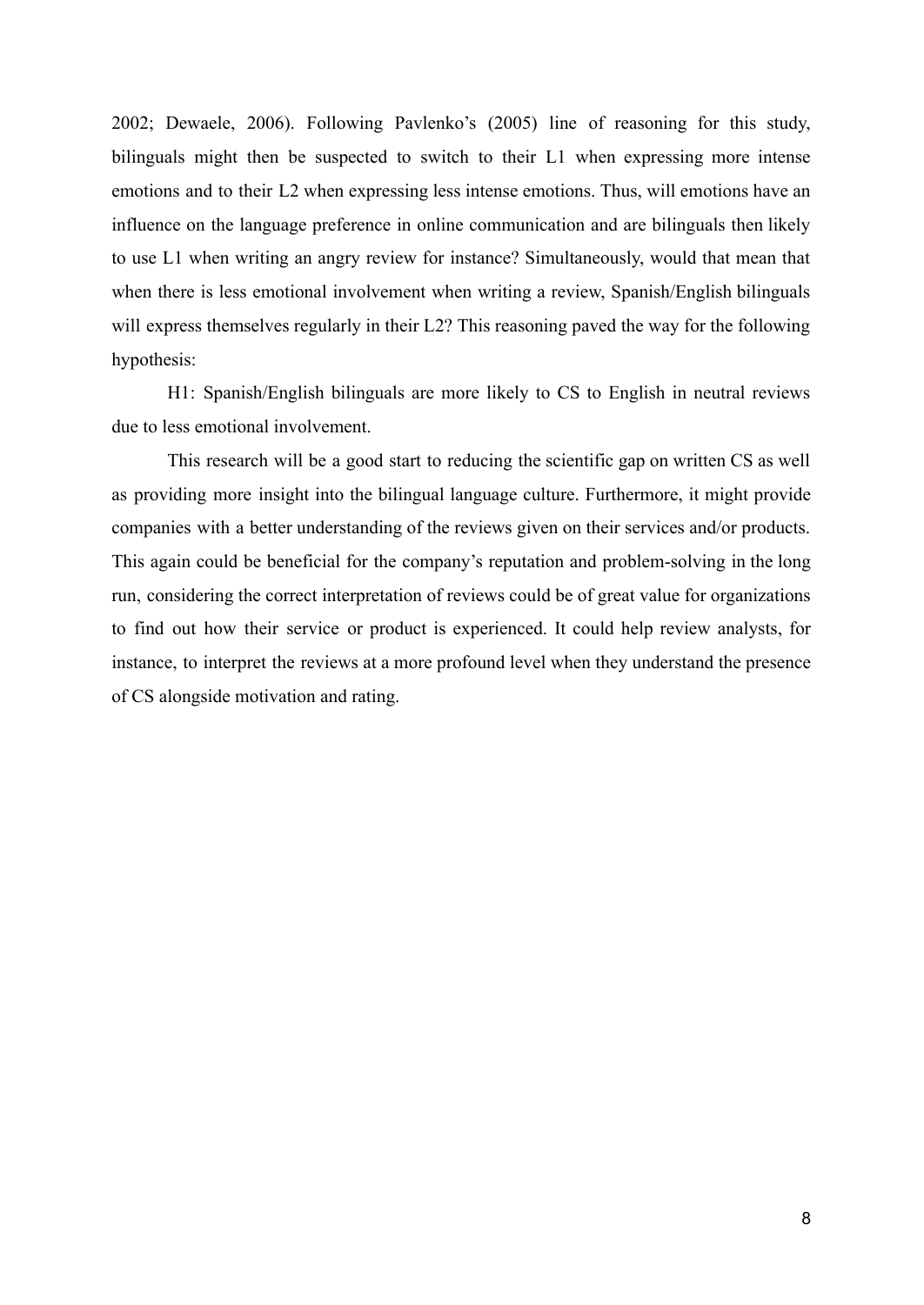2002; Dewaele, 2006). Following Pavlenko's (2005) line of reasoning for this study, bilinguals might then be suspected to switch to their L1 when expressing more intense emotions and to their L2 when expressing less intense emotions. Thus, will emotions have an influence on the language preference in online communication and are bilinguals then likely to use L1 when writing an angry review for instance? Simultaneously, would that mean that when there is less emotional involvement when writing a review, Spanish/English bilinguals will express themselves regularly in their L2? This reasoning paved the way for the following hypothesis:

H1: Spanish/English bilinguals are more likely to CS to English in neutral reviews due to less emotional involvement.

This research will be a good start to reducing the scientific gap on written CS as well as providing more insight into the bilingual language culture. Furthermore, it might provide companies with a better understanding of the reviews given on their services and/or products. This again could be beneficial for the company's reputation and problem-solving in the long run, considering the correct interpretation of reviews could be of great value for organizations to find out how their service or product is experienced. It could help review analysts, for instance, to interpret the reviews at a more profound level when they understand the presence of CS alongside motivation and rating.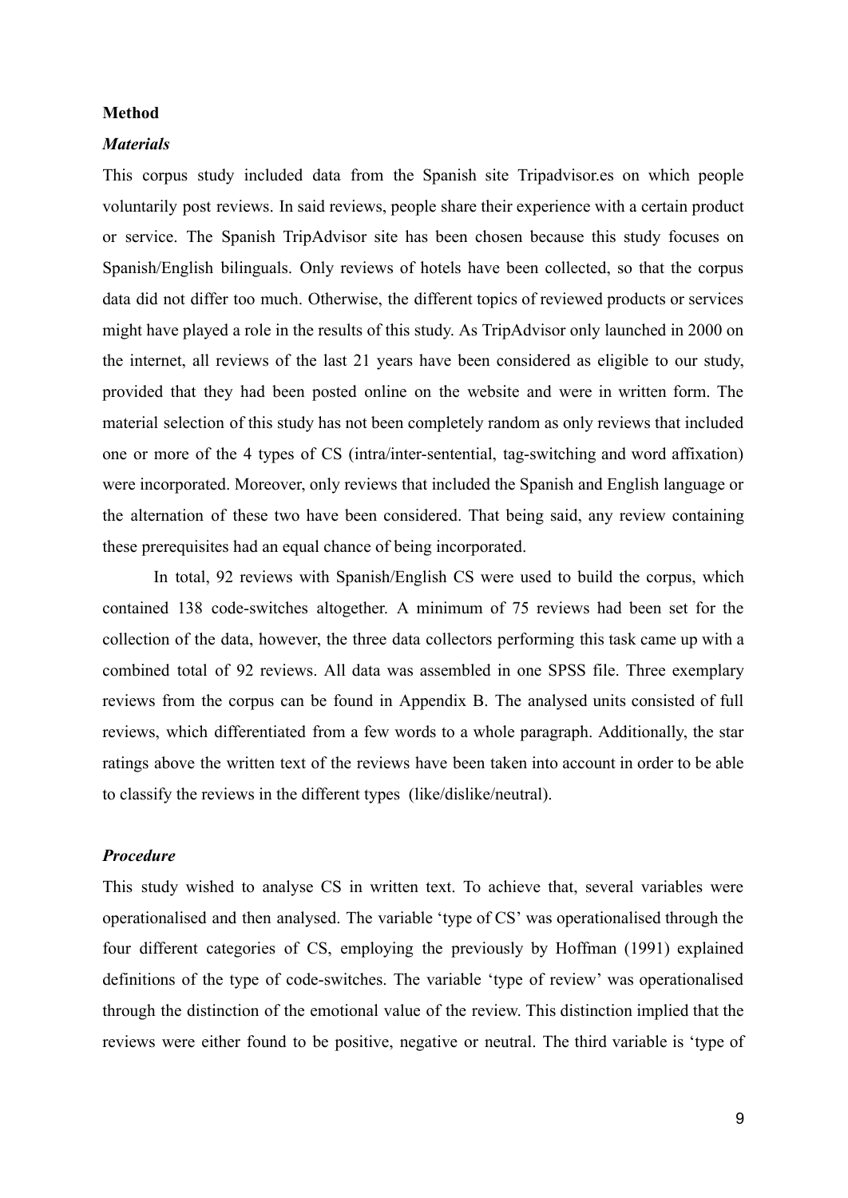**Method**

***Materials***

This corpus study included data from the Spanish site Tripadvisor.es on which people voluntarily post reviews. In said reviews, people share their experience with a certain product or service. The Spanish TripAdvisor site has been chosen because this study focuses on Spanish/English bilinguals. Only reviews of hotels have been collected, so that the corpus data did not differ too much. Otherwise, the different topics of reviewed products or services might have played a role in the results of this study. As TripAdvisor only launched in 2000 on the internet, all reviews of the last 21 years have been considered as eligible to our study, provided that they had been posted online on the website and were in written form. The material selection of this study has not been completely random as only reviews that included one or more of the 4 types of CS (intra/inter-sentential, tag-switching and word affixation) were incorporated. Moreover, only reviews that included the Spanish and English language or the alternation of these two have been considered. That being said, any review containing these prerequisites had an equal chance of being incorporated.

In total, 92 reviews with Spanish/English CS were used to build the corpus, which contained 138 code-switches altogether. A minimum of 75 reviews had been set for the collection of the data, however, the three data collectors performing this task came up with a combined total of 92 reviews. All data was assembled in one SPSS file. Three exemplary reviews from the corpus can be found in Appendix B. The analysed units consisted of full reviews, which differentiated from a few words to a whole paragraph. Additionally, the star ratings above the written text of the reviews have been taken into account in order to be able to classify the reviews in the different types (like/dislike/neutral).

***Procedure***

This study wished to analyse CS in written text. To achieve that, several variables were operationalised and then analysed. The variable 'type of CS' was operationalised through the four different categories of CS, employing the previously by Hoffman (1991) explained definitions of the type of code-switches. The variable 'type of review' was operationalised through the distinction of the emotional value of the review. This distinction implied that the reviews were either found to be positive, negative or neutral. The third variable is 'type of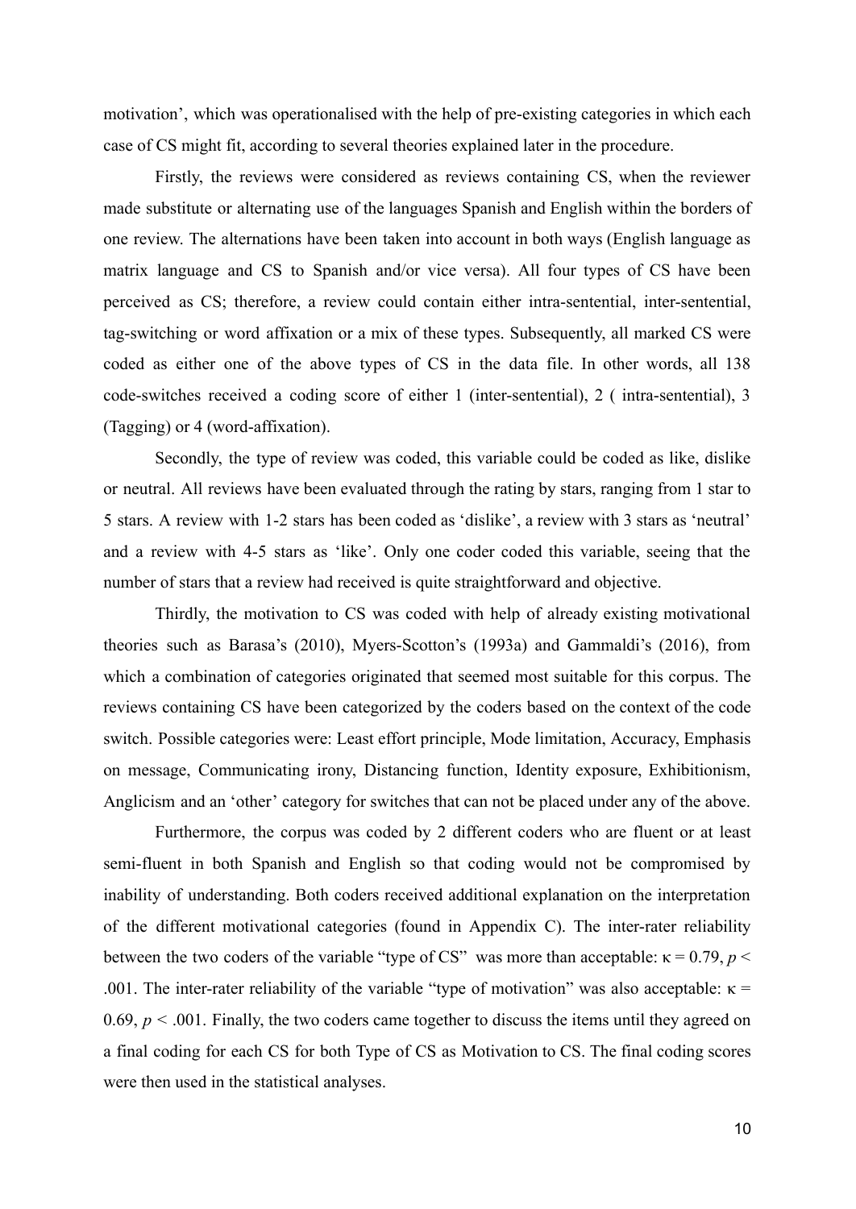motivation', which was operationalised with the help of pre-existing categories in which each case of CS might fit, according to several theories explained later in the procedure.

Firstly, the reviews were considered as reviews containing CS, when the reviewer made substitute or alternating use of the languages Spanish and English within the borders of one review. The alternations have been taken into account in both ways (English language as matrix language and CS to Spanish and/or vice versa). All four types of CS have been perceived as CS; therefore, a review could contain either intra-sentential, inter-sentential, tag-switching or word affixation or a mix of these types. Subsequently, all marked CS were coded as either one of the above types of CS in the data file. In other words, all 138 code-switches received a coding score of either 1 (inter-sentential), 2 ( intra-sentential), 3 (Tagging) or 4 (word-affixation).

Secondly, the type of review was coded, this variable could be coded as like, dislike or neutral. All reviews have been evaluated through the rating by stars, ranging from 1 star to 5 stars. A review with 1-2 stars has been coded as 'dislike', a review with 3 stars as 'neutral' and a review with 4-5 stars as 'like'. Only one coder coded this variable, seeing that the number of stars that a review had received is quite straightforward and objective.

Thirdly, the motivation to CS was coded with help of already existing motivational theories such as Barasa's (2010), Myers-Scotton's (1993a) and Gammaldi's (2016), from which a combination of categories originated that seemed most suitable for this corpus. The reviews containing CS have been categorized by the coders based on the context of the code switch. Possible categories were: Least effort principle, Mode limitation, Accuracy, Emphasis on message, Communicating irony, Distancing function, Identity exposure, Exhibitionism, Anglicism and an 'other' category for switches that can not be placed under any of the above.

Furthermore, the corpus was coded by 2 different coders who are fluent or at least semi-fluent in both Spanish and English so that coding would not be compromised by inability of understanding. Both coders received additional explanation on the interpretation of the different motivational categories (found in Appendix C). The inter-rater reliability between the two coders of the variable "type of CS" was more than acceptable: $\kappa = 0.79$, $p < .001$. The inter-rater reliability of the variable "type of motivation" was also acceptable: $\kappa = 0.69$, $p < .001$. Finally, the two coders came together to discuss the items until they agreed on a final coding for each CS for both Type of CS as Motivation to CS. The final coding scores were then used in the statistical analyses.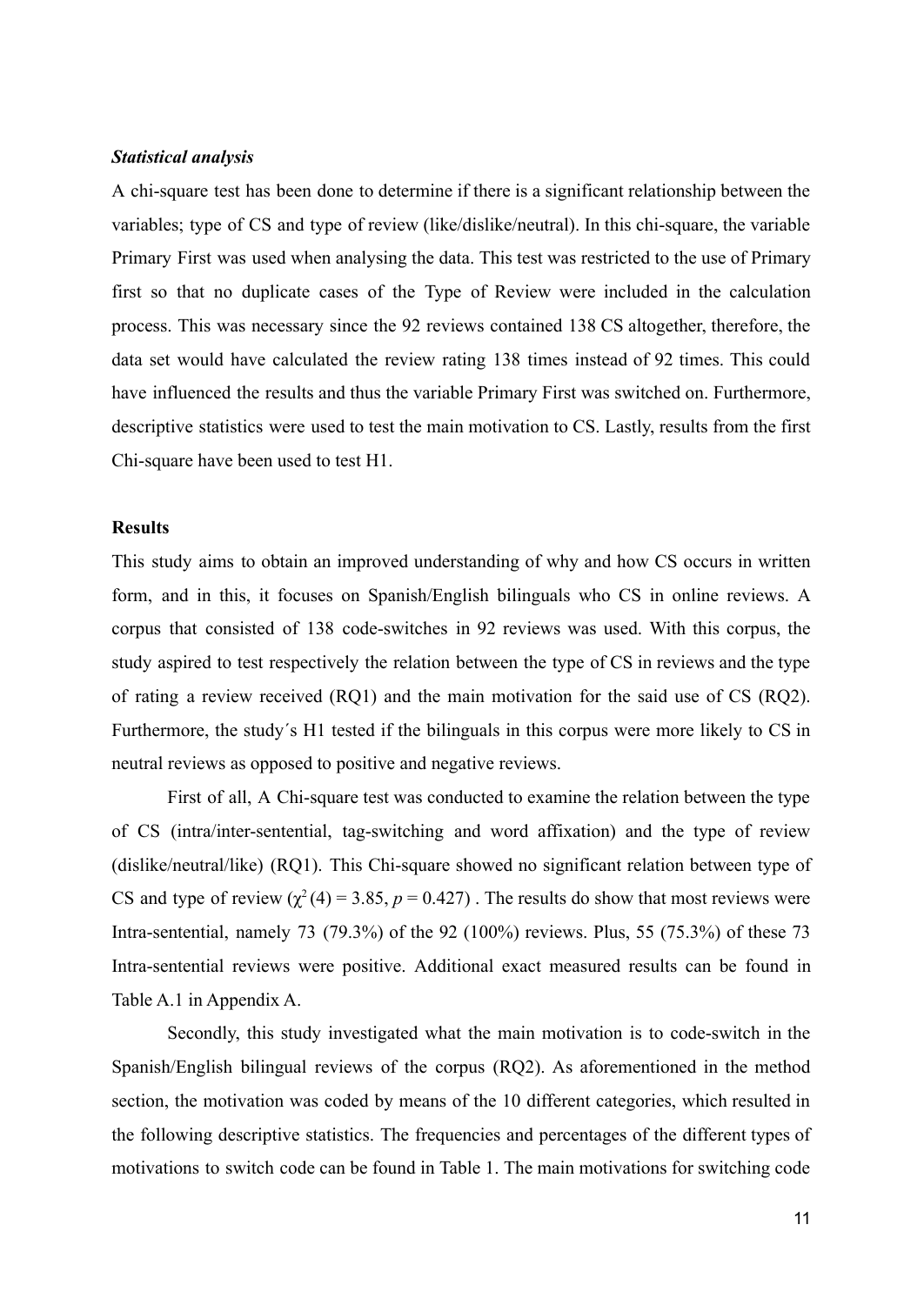***Statistical analysis***

A chi-square test has been done to determine if there is a significant relationship between the variables; type of CS and type of review (like/dislike/neutral). In this chi-square, the variable Primary First was used when analysing the data. This test was restricted to the use of Primary first so that no duplicate cases of the Type of Review were included in the calculation process. This was necessary since the 92 reviews contained 138 CS altogether, therefore, the data set would have calculated the review rating 138 times instead of 92 times. This could have influenced the results and thus the variable Primary First was switched on. Furthermore, descriptive statistics were used to test the main motivation to CS. Lastly, results from the first Chi-square have been used to test H1.

**Results**

This study aims to obtain an improved understanding of why and how CS occurs in written form, and in this, it focuses on Spanish/English bilinguals who CS in online reviews. A corpus that consisted of 138 code-switches in 92 reviews was used. With this corpus, the study aspired to test respectively the relation between the type of CS in reviews and the type of rating a review received (RQ1) and the main motivation for the said use of CS (RQ2). Furthermore, the study´s H1 tested if the bilinguals in this corpus were more likely to CS in neutral reviews as opposed to positive and negative reviews.

First of all, A Chi-square test was conducted to examine the relation between the type of CS (intra/inter-sentential, tag-switching and word affixation) and the type of review (dislike/neutral/like) (RQ1). This Chi-square showed no significant relation between type of CS and type of review ($\chi^2(4) = 3.85$, $p = 0.427$) . The results do show that most reviews were Intra-sentential, namely 73 (79.3%) of the 92 (100%) reviews. Plus, 55 (75.3%) of these 73 Intra-sentential reviews were positive. Additional exact measured results can be found in Table A.1 in Appendix A.

Secondly, this study investigated what the main motivation is to code-switch in the Spanish/English bilingual reviews of the corpus (RQ2). As aforementioned in the method section, the motivation was coded by means of the 10 different categories, which resulted in the following descriptive statistics. The frequencies and percentages of the different types of motivations to switch code can be found in Table 1. The main motivations for switching code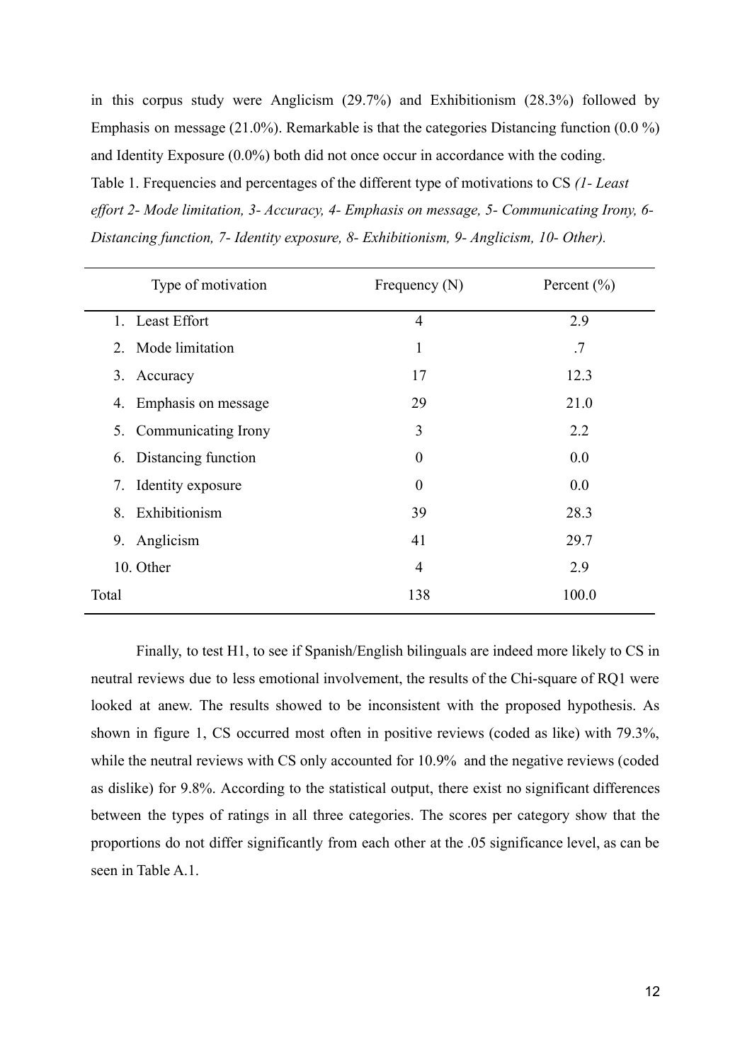in this corpus study were Anglicism (29.7%) and Exhibitionism (28.3%) followed by Emphasis on message (21.0%). Remarkable is that the categories Distancing function (0.0 %) and Identity Exposure (0.0%) both did not once occur in accordance with the coding.

Table 1. Frequencies and percentages of the different type of motivations to CS *(1- Least effort 2- Mode limitation, 3- Accuracy, 4- Emphasis on message, 5- Communicating Irony, 6- Distancing function, 7- Identity exposure, 8- Exhibitionism, 9- Anglicism, 10- Other).*

| Type of motivation | Frequency (N) | Percent (%) |
|---|---|---|
| 1. Least Effort | 4 | 2.9 |
| 2. Mode limitation | 1 | .7 |
| 3. Accuracy | 17 | 12.3 |
| 4. Emphasis on message | 29 | 21.0 |
| 5. Communicating Irony | 3 | 2.2 |
| 6. Distancing function | 0 | 0.0 |
| 7. Identity exposure | 0 | 0.0 |
| 8. Exhibitionism | 39 | 28.3 |
| 9. Anglicism | 41 | 29.7 |
| 10. Other | 4 | 2.9 |
| Total | 138 | 100.0 |

Finally, to test H1, to see if Spanish/English bilinguals are indeed more likely to CS in neutral reviews due to less emotional involvement, the results of the Chi-square of RQ1 were looked at anew. The results showed to be inconsistent with the proposed hypothesis. As shown in figure 1, CS occurred most often in positive reviews (coded as like) with 79.3%, while the neutral reviews with CS only accounted for 10.9% and the negative reviews (coded as dislike) for 9.8%. According to the statistical output, there exist no significant differences between the types of ratings in all three categories. The scores per category show that the proportions do not differ significantly from each other at the .05 significance level, as can be seen in Table A.1.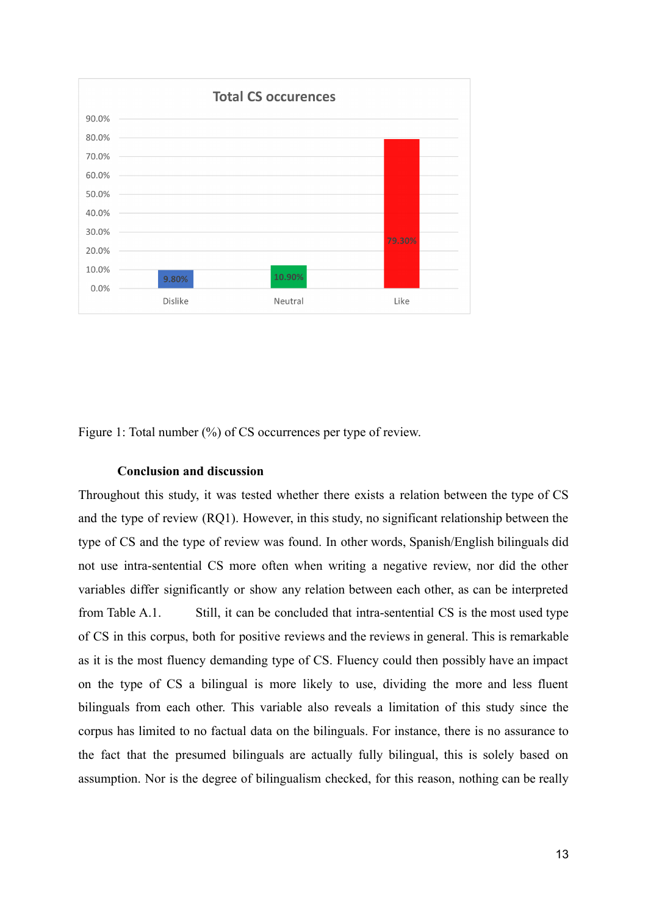Figure 1: Total number (%) of CS occurrences per type of review.

## Conclusion and discussion

Throughout this study, it was tested whether there exists a relation between the type of CS and the type of review (RQ1). However, in this study, no significant relationship between the type of CS and the type of review was found. In other words, Spanish/English bilinguals did not use intra-sentential CS more often when writing a negative review, nor did the other variables differ significantly or show any relation between each other, as can be interpreted from Table A.1. Still, it can be concluded that intra-sentential CS is the most used type of CS in this corpus, both for positive reviews and the reviews in general. This is remarkable as it is the most fluency demanding type of CS. Fluency could then possibly have an impact on the type of CS a bilingual is more likely to use, dividing the more and less fluent bilinguals from each other. This variable also reveals a limitation of this study since the corpus has limited to no factual data on the bilinguals. For instance, there is no assurance to the fact that the presumed bilinguals are actually fully bilingual, this is solely based on assumption. Nor is the degree of bilingualism checked, for this reason, nothing can be really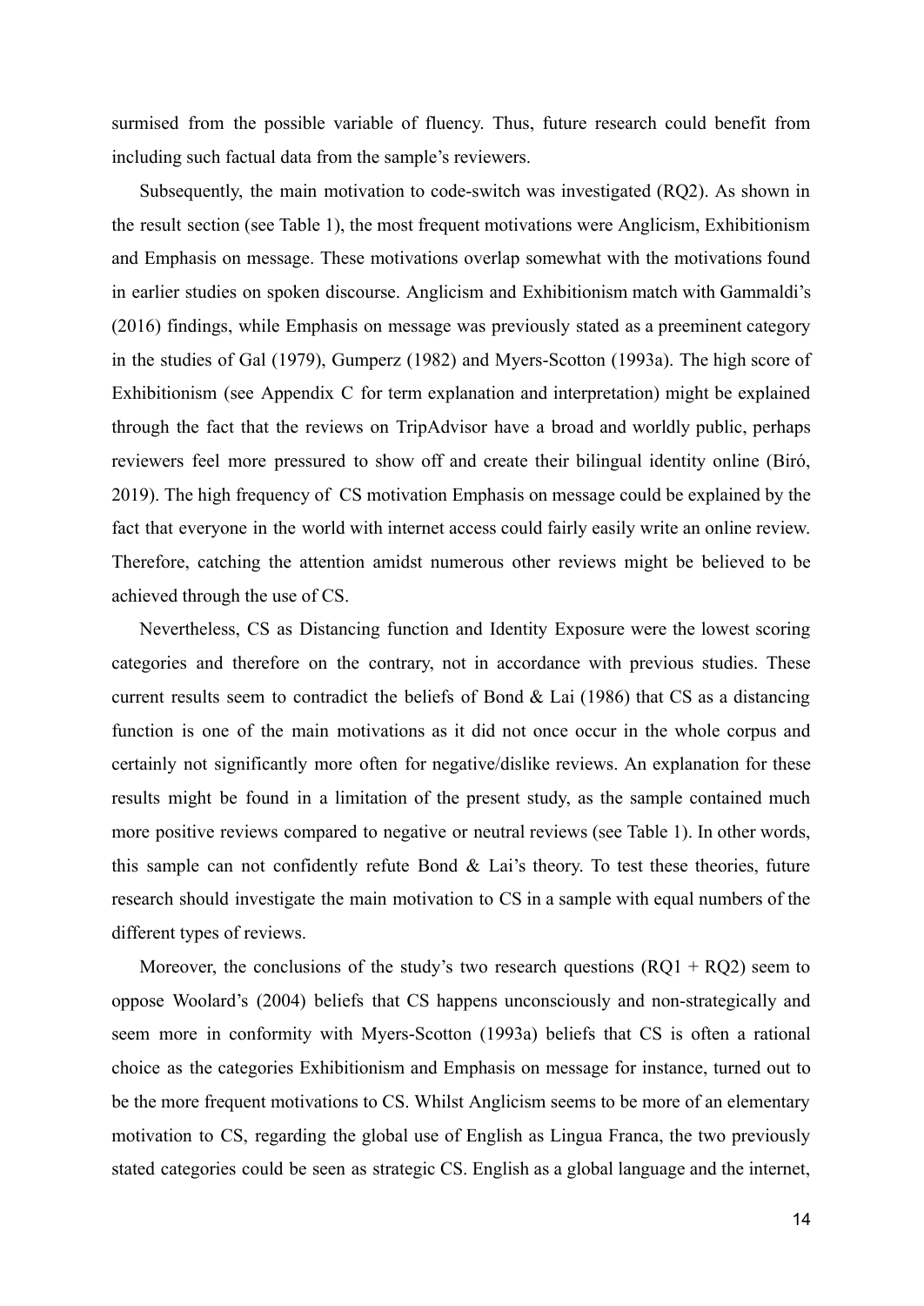surmised from the possible variable of fluency. Thus, future research could benefit from including such factual data from the sample's reviewers.

Subsequently, the main motivation to code-switch was investigated (RQ2). As shown in the result section (see Table 1), the most frequent motivations were Anglicism, Exhibitionism and Emphasis on message. These motivations overlap somewhat with the motivations found in earlier studies on spoken discourse. Anglicism and Exhibitionism match with Gammaldi's (2016) findings, while Emphasis on message was previously stated as a preeminent category in the studies of Gal (1979), Gumperz (1982) and Myers-Scotton (1993a). The high score of Exhibitionism (see Appendix C for term explanation and interpretation) might be explained through the fact that the reviews on TripAdvisor have a broad and worldly public, perhaps reviewers feel more pressured to show off and create their bilingual identity online (Biró, 2019). The high frequency of CS motivation Emphasis on message could be explained by the fact that everyone in the world with internet access could fairly easily write an online review. Therefore, catching the attention amidst numerous other reviews might be believed to be achieved through the use of CS.

Nevertheless, CS as Distancing function and Identity Exposure were the lowest scoring categories and therefore on the contrary, not in accordance with previous studies. These current results seem to contradict the beliefs of Bond & Lai (1986) that CS as a distancing function is one of the main motivations as it did not once occur in the whole corpus and certainly not significantly more often for negative/dislike reviews. An explanation for these results might be found in a limitation of the present study, as the sample contained much more positive reviews compared to negative or neutral reviews (see Table 1). In other words, this sample can not confidently refute Bond & Lai's theory. To test these theories, future research should investigate the main motivation to CS in a sample with equal numbers of the different types of reviews.

Moreover, the conclusions of the study's two research questions (RQ1 + RQ2) seem to oppose Woolard's (2004) beliefs that CS happens unconsciously and non-strategically and seem more in conformity with Myers-Scotton (1993a) beliefs that CS is often a rational choice as the categories Exhibitionism and Emphasis on message for instance, turned out to be the more frequent motivations to CS. Whilst Anglicism seems to be more of an elementary motivation to CS, regarding the global use of English as Lingua Franca, the two previously stated categories could be seen as strategic CS. English as a global language and the internet,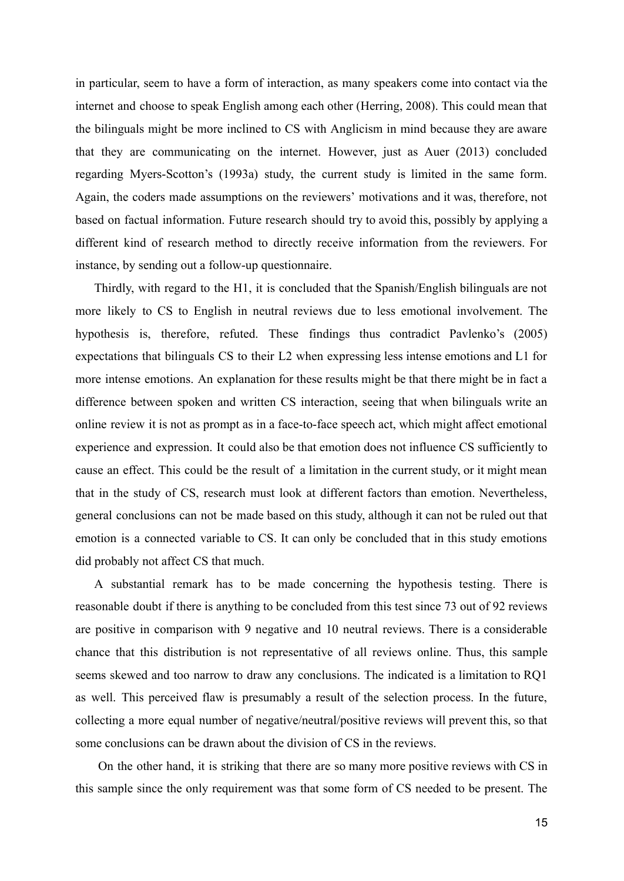in particular, seem to have a form of interaction, as many speakers come into contact via the internet and choose to speak English among each other (Herring, 2008). This could mean that the bilinguals might be more inclined to CS with Anglicism in mind because they are aware that they are communicating on the internet. However, just as Auer (2013) concluded regarding Myers-Scotton's (1993a) study, the current study is limited in the same form. Again, the coders made assumptions on the reviewers' motivations and it was, therefore, not based on factual information. Future research should try to avoid this, possibly by applying a different kind of research method to directly receive information from the reviewers. For instance, by sending out a follow-up questionnaire.

Thirdly, with regard to the H1, it is concluded that the Spanish/English bilinguals are not more likely to CS to English in neutral reviews due to less emotional involvement. The hypothesis is, therefore, refuted. These findings thus contradict Pavlenko's (2005) expectations that bilinguals CS to their L2 when expressing less intense emotions and L1 for more intense emotions. An explanation for these results might be that there might be in fact a difference between spoken and written CS interaction, seeing that when bilinguals write an online review it is not as prompt as in a face-to-face speech act, which might affect emotional experience and expression. It could also be that emotion does not influence CS sufficiently to cause an effect. This could be the result of a limitation in the current study, or it might mean that in the study of CS, research must look at different factors than emotion. Nevertheless, general conclusions can not be made based on this study, although it can not be ruled out that emotion is a connected variable to CS. It can only be concluded that in this study emotions did probably not affect CS that much.

A substantial remark has to be made concerning the hypothesis testing. There is reasonable doubt if there is anything to be concluded from this test since 73 out of 92 reviews are positive in comparison with 9 negative and 10 neutral reviews. There is a considerable chance that this distribution is not representative of all reviews online. Thus, this sample seems skewed and too narrow to draw any conclusions. The indicated is a limitation to RQ1 as well. This perceived flaw is presumably a result of the selection process. In the future, collecting a more equal number of negative/neutral/positive reviews will prevent this, so that some conclusions can be drawn about the division of CS in the reviews.

On the other hand, it is striking that there are so many more positive reviews with CS in this sample since the only requirement was that some form of CS needed to be present. The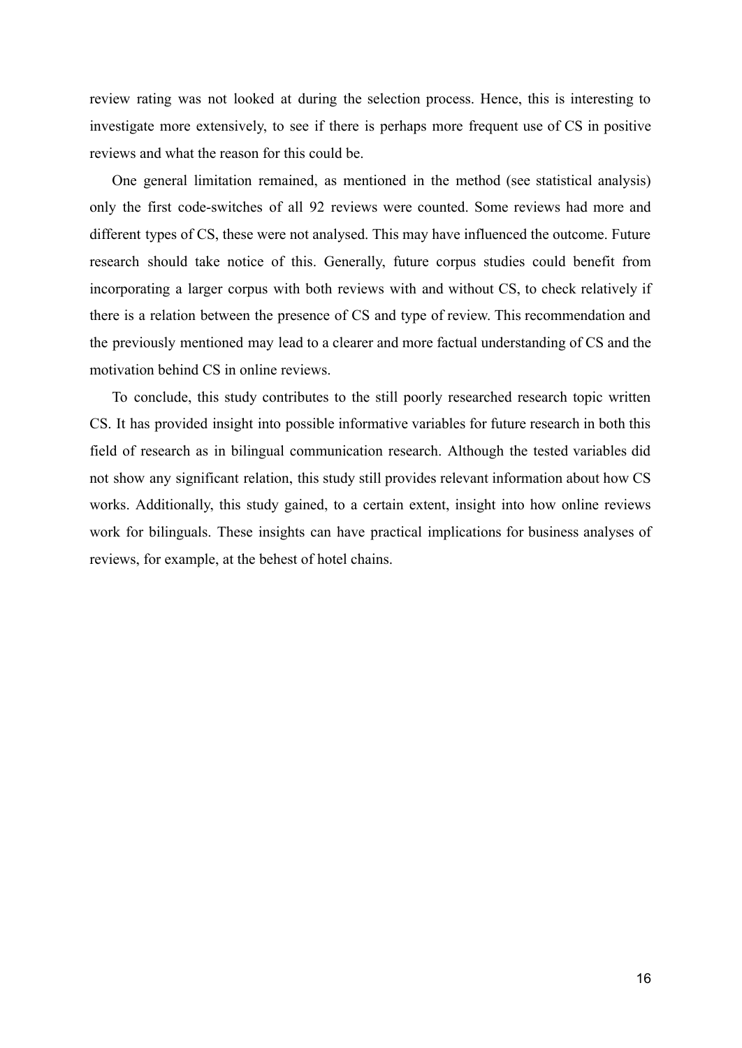review rating was not looked at during the selection process. Hence, this is interesting to investigate more extensively, to see if there is perhaps more frequent use of CS in positive reviews and what the reason for this could be.

One general limitation remained, as mentioned in the method (see statistical analysis) only the first code-switches of all 92 reviews were counted. Some reviews had more and different types of CS, these were not analysed. This may have influenced the outcome. Future research should take notice of this. Generally, future corpus studies could benefit from incorporating a larger corpus with both reviews with and without CS, to check relatively if there is a relation between the presence of CS and type of review. This recommendation and the previously mentioned may lead to a clearer and more factual understanding of CS and the motivation behind CS in online reviews.

To conclude, this study contributes to the still poorly researched research topic written CS. It has provided insight into possible informative variables for future research in both this field of research as in bilingual communication research. Although the tested variables did not show any significant relation, this study still provides relevant information about how CS works. Additionally, this study gained, to a certain extent, insight into how online reviews work for bilinguals. These insights can have practical implications for business analyses of reviews, for example, at the behest of hotel chains.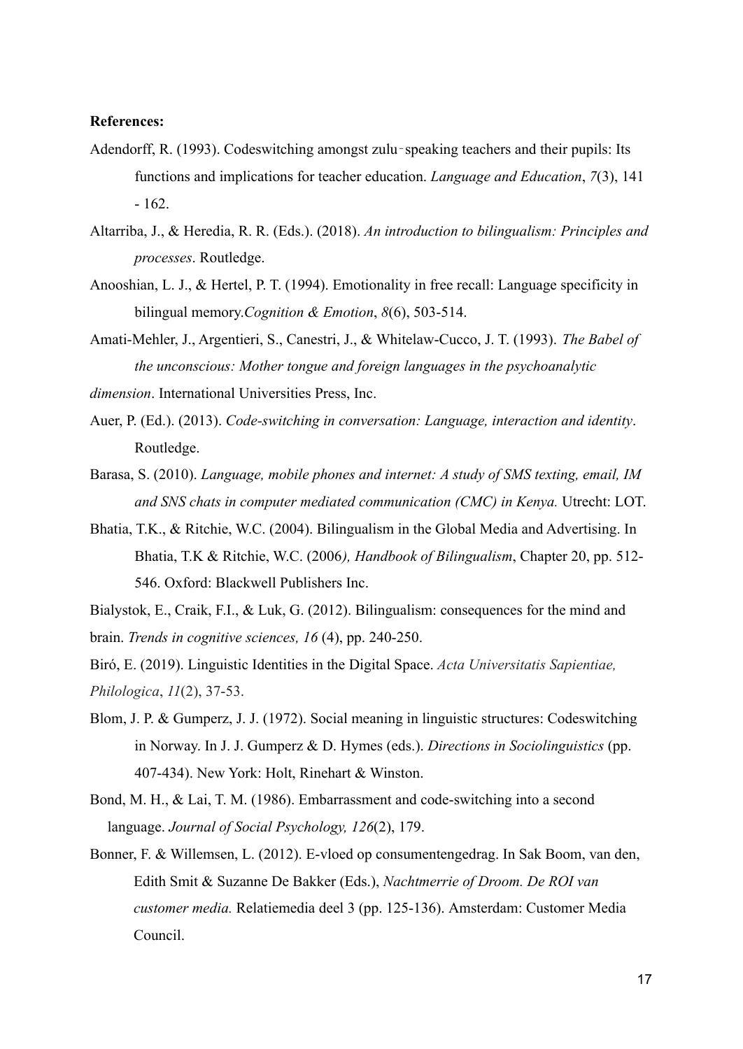**References:**

Adendorff, R. (1993). Codeswitching amongst zulu‐speaking teachers and their pupils: Its functions and implications for teacher education. *Language and Education*, *7*(3), 141 - 162.

Altarriba, J., & Heredia, R. R. (Eds.). (2018). *An introduction to bilingualism: Principles and processes*. Routledge.

Anooshian, L. J., & Hertel, P. T. (1994). Emotionality in free recall: Language specificity in bilingual memory.*Cognition & Emotion*, *8*(6), 503-514.

Amati-Mehler, J., Argentieri, S., Canestri, J., & Whitelaw-Cucco, J. T. (1993). *The Babel of the unconscious: Mother tongue and foreign languages in the psychoanalytic dimension*. International Universities Press, Inc.

Auer, P. (Ed.). (2013). *Code-switching in conversation: Language, interaction and identity*. Routledge.

Barasa, S. (2010). *Language, mobile phones and internet: A study of SMS texting, email, IM and SNS chats in computer mediated communication (CMC) in Kenya.* Utrecht: LOT.

Bhatia, T.K., & Ritchie, W.C. (2004). Bilingualism in the Global Media and Advertising. In Bhatia, T.K & Ritchie, W.C. (2006*), Handbook of Bilingualism*, Chapter 20, pp. 512-546. Oxford: Blackwell Publishers Inc.

Bialystok, E., Craik, F.I., & Luk, G. (2012). Bilingualism: consequences for the mind and brain. *Trends in cognitive sciences, 16* (4), pp. 240-250.

Biró, E. (2019). Linguistic Identities in the Digital Space. *Acta Universitatis Sapientiae, Philologica*, *11*(2), 37-53.

Blom, J. P. & Gumperz, J. J. (1972). Social meaning in linguistic structures: Codeswitching in Norway. In J. J. Gumperz & D. Hymes (eds.). *Directions in Sociolinguistics* (pp. 407-434). New York: Holt, Rinehart & Winston.

Bond, M. H., & Lai, T. M. (1986). Embarrassment and code-switching into a second language. *Journal of Social Psychology, 126*(2), 179.

Bonner, F. & Willemsen, L. (2012). E-vloed op consumentengedrag. In Sak Boom, van den, Edith Smit & Suzanne De Bakker (Eds.), *Nachtmerrie of Droom. De ROI van customer media.* Relatiemedia deel 3 (pp. 125-136). Amsterdam: Customer Media Council.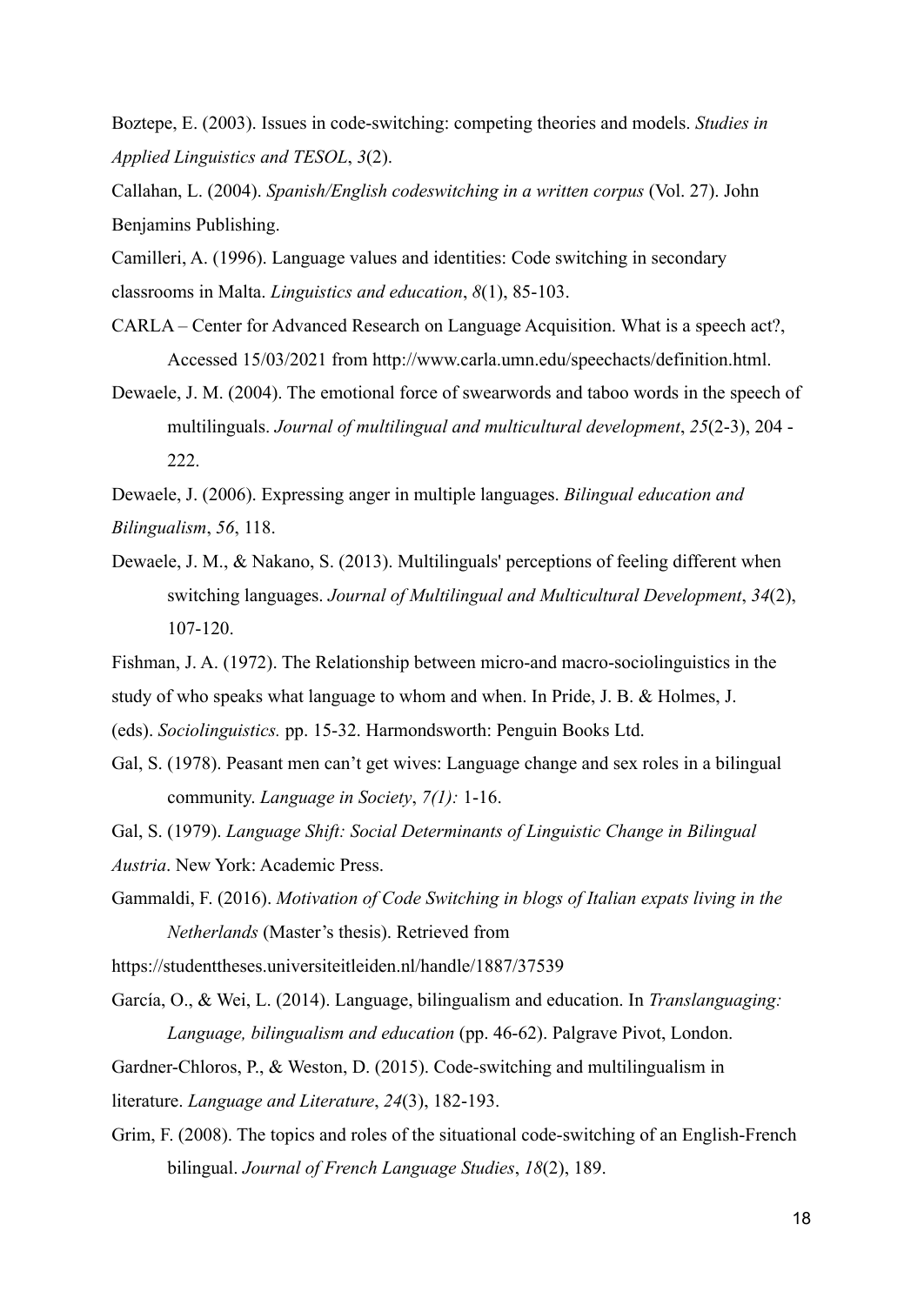Boztepe, E. (2003). Issues in code-switching: competing theories and models. *Studies in Applied Linguistics and TESOL*, *3*(2).

Callahan, L. (2004). *Spanish/English codeswitching in a written corpus* (Vol. 27). John Benjamins Publishing.

Camilleri, A. (1996). Language values and identities: Code switching in secondary classrooms in Malta. *Linguistics and education*, *8*(1), 85-103.

CARLA – Center for Advanced Research on Language Acquisition. What is a speech act?, Accessed 15/03/2021 from http://www.carla.umn.edu/speechacts/definition.html.

Dewaele, J. M. (2004). The emotional force of swearwords and taboo words in the speech of multilinguals. *Journal of multilingual and multicultural development*, *25*(2-3), 204 - 222.

Dewaele, J. (2006). Expressing anger in multiple languages. *Bilingual education and Bilingualism*, *56*, 118.

Dewaele, J. M., & Nakano, S. (2013). Multilinguals' perceptions of feeling different when switching languages. *Journal of Multilingual and Multicultural Development*, *34*(2), 107-120.

Fishman, J. A. (1972). The Relationship between micro-and macro-sociolinguistics in the study of who speaks what language to whom and when. In Pride, J. B. & Holmes, J. (eds). *Sociolinguistics.* pp. 15-32. Harmondsworth: Penguin Books Ltd.

Gal, S. (1978). Peasant men can't get wives: Language change and sex roles in a bilingual community. *Language in Society*, *7(1):* 1-16.

Gal, S. (1979). *Language Shift: Social Determinants of Linguistic Change in Bilingual Austria*. New York: Academic Press.

Gammaldi, F. (2016). *Motivation of Code Switching in blogs of Italian expats living in the Netherlands* (Master's thesis). Retrieved from https://studenttheses.universiteitleiden.nl/handle/1887/37539

García, O., & Wei, L. (2014). Language, bilingualism and education. In *Translanguaging: Language, bilingualism and education* (pp. 46-62). Palgrave Pivot, London.

Gardner-Chloros, P., & Weston, D. (2015). Code-switching and multilingualism in literature. *Language and Literature*, *24*(3), 182-193.

Grim, F. (2008). The topics and roles of the situational code-switching of an English-French bilingual. *Journal of French Language Studies*, *18*(2), 189.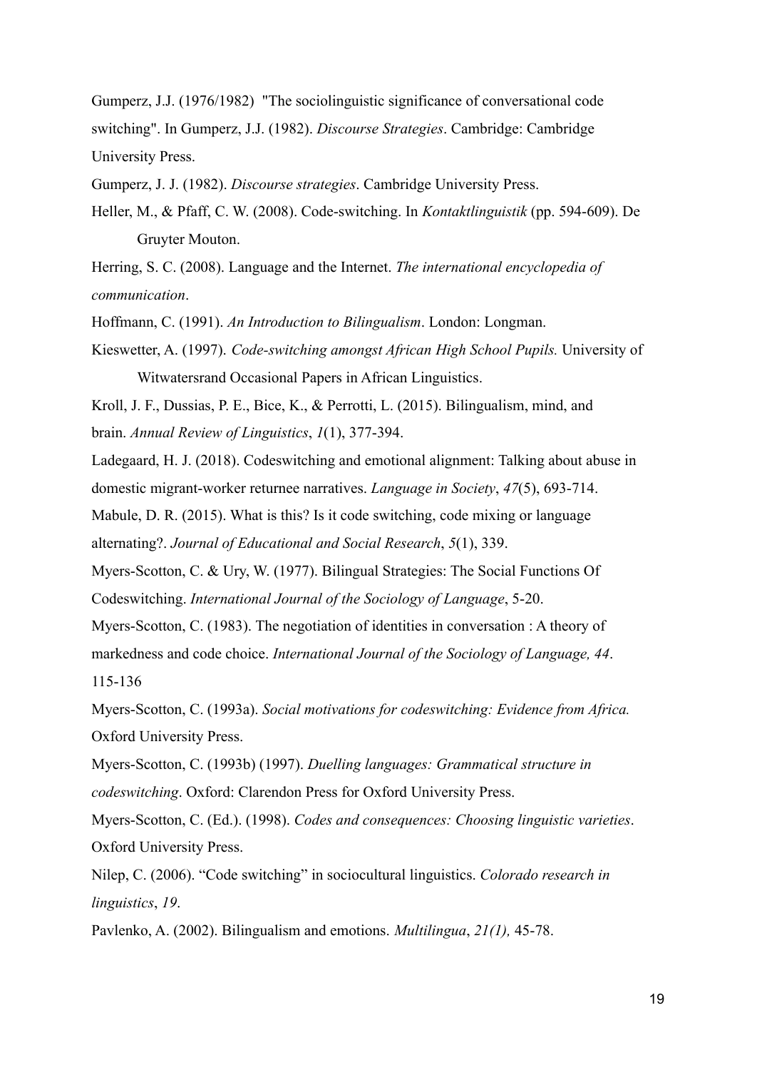Gumperz, J.J. (1976/1982) "The sociolinguistic significance of conversational code switching". In Gumperz, J.J. (1982). *Discourse Strategies*. Cambridge: Cambridge University Press.

Gumperz, J. J. (1982). *Discourse strategies*. Cambridge University Press.

Heller, M., & Pfaff, C. W. (2008). Code-switching. In *Kontaktlinguistik* (pp. 594-609). De Gruyter Mouton.

Herring, S. C. (2008). Language and the Internet. *The international encyclopedia of communication*.

Hoffmann, C. (1991). *An Introduction to Bilingualism*. London: Longman.

Kieswetter, A. (1997). *Code-switching amongst African High School Pupils.* University of Witwatersrand Occasional Papers in African Linguistics.

Kroll, J. F., Dussias, P. E., Bice, K., & Perrotti, L. (2015). Bilingualism, mind, and brain. *Annual Review of Linguistics*, *1*(1), 377-394.

Ladegaard, H. J. (2018). Codeswitching and emotional alignment: Talking about abuse in domestic migrant-worker returnee narratives. *Language in Society*, *47*(5), 693-714.

Mabule, D. R. (2015). What is this? Is it code switching, code mixing or language alternating?. *Journal of Educational and Social Research*, *5*(1), 339.

Myers-Scotton, C. & Ury, W. (1977). Bilingual Strategies: The Social Functions Of Codeswitching. *International Journal of the Sociology of Language*, 5-20.

Myers-Scotton, C. (1983). The negotiation of identities in conversation : A theory of markedness and code choice. *International Journal of the Sociology of Language, 44*. 115-136

Myers-Scotton, C. (1993a). *Social motivations for codeswitching: Evidence from Africa.* Oxford University Press.

Myers-Scotton, C. (1993b) (1997). *Duelling languages: Grammatical structure in codeswitching*. Oxford: Clarendon Press for Oxford University Press.

Myers-Scotton, C. (Ed.). (1998). *Codes and consequences: Choosing linguistic varieties*. Oxford University Press.

Nilep, C. (2006). "Code switching" in sociocultural linguistics. *Colorado research in linguistics*, *19*.

Pavlenko, A. (2002). Bilingualism and emotions. *Multilingua*, *21(1),* 45-78.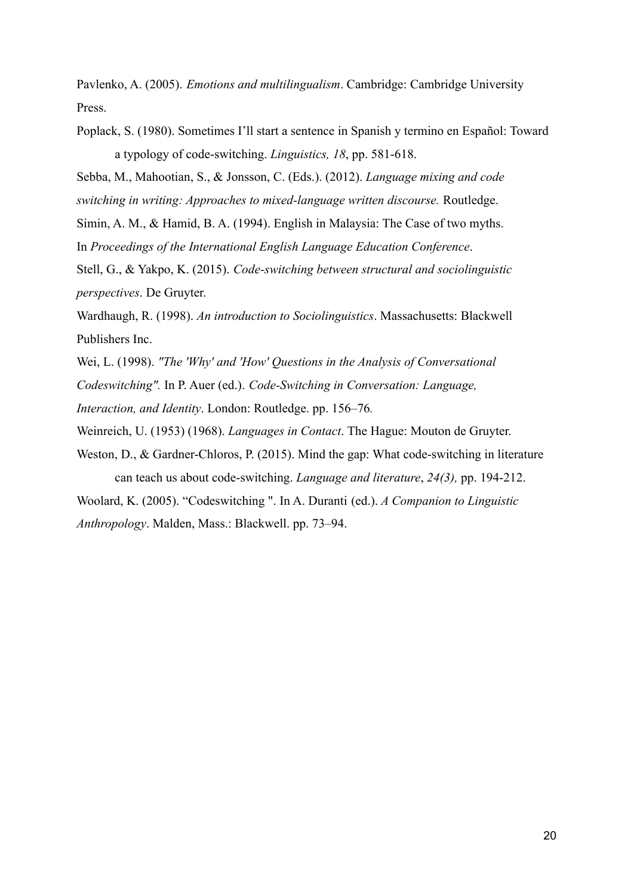Pavlenko, A. (2005). *Emotions and multilingualism*. Cambridge: Cambridge University Press.

Poplack, S. (1980). Sometimes I'll start a sentence in Spanish y termino en Español: Toward a typology of code-switching. *Linguistics, 18*, pp. 581-618.

Sebba, M., Mahootian, S., & Jonsson, C. (Eds.). (2012). *Language mixing and code switching in writing: Approaches to mixed-language written discourse.* Routledge.

Simin, A. M., & Hamid, B. A. (1994). English in Malaysia: The Case of two myths. In *Proceedings of the International English Language Education Conference*.

Stell, G., & Yakpo, K. (2015). *Code-switching between structural and sociolinguistic perspectives*. De Gruyter.

Wardhaugh, R. (1998). *An introduction to Sociolinguistics*. Massachusetts: Blackwell Publishers Inc.

Wei, L. (1998). *"The 'Why' and 'How' Questions in the Analysis of Conversational Codeswitching".* In P. Auer (ed.). *Code-Switching in Conversation: Language, Interaction, and Identity*. London: Routledge. pp. 156–76*.*

Weinreich, U. (1953) (1968). *Languages in Contact*. The Hague: Mouton de Gruyter.

Weston, D., & Gardner-Chloros, P. (2015). Mind the gap: What code-switching in literature can teach us about code-switching. *Language and literature*, *24(3),* pp. 194-212.

Woolard, K. (2005). "Codeswitching ". In A. Duranti (ed.). *A Companion to Linguistic Anthropology*. Malden, Mass.: Blackwell. pp. 73–94.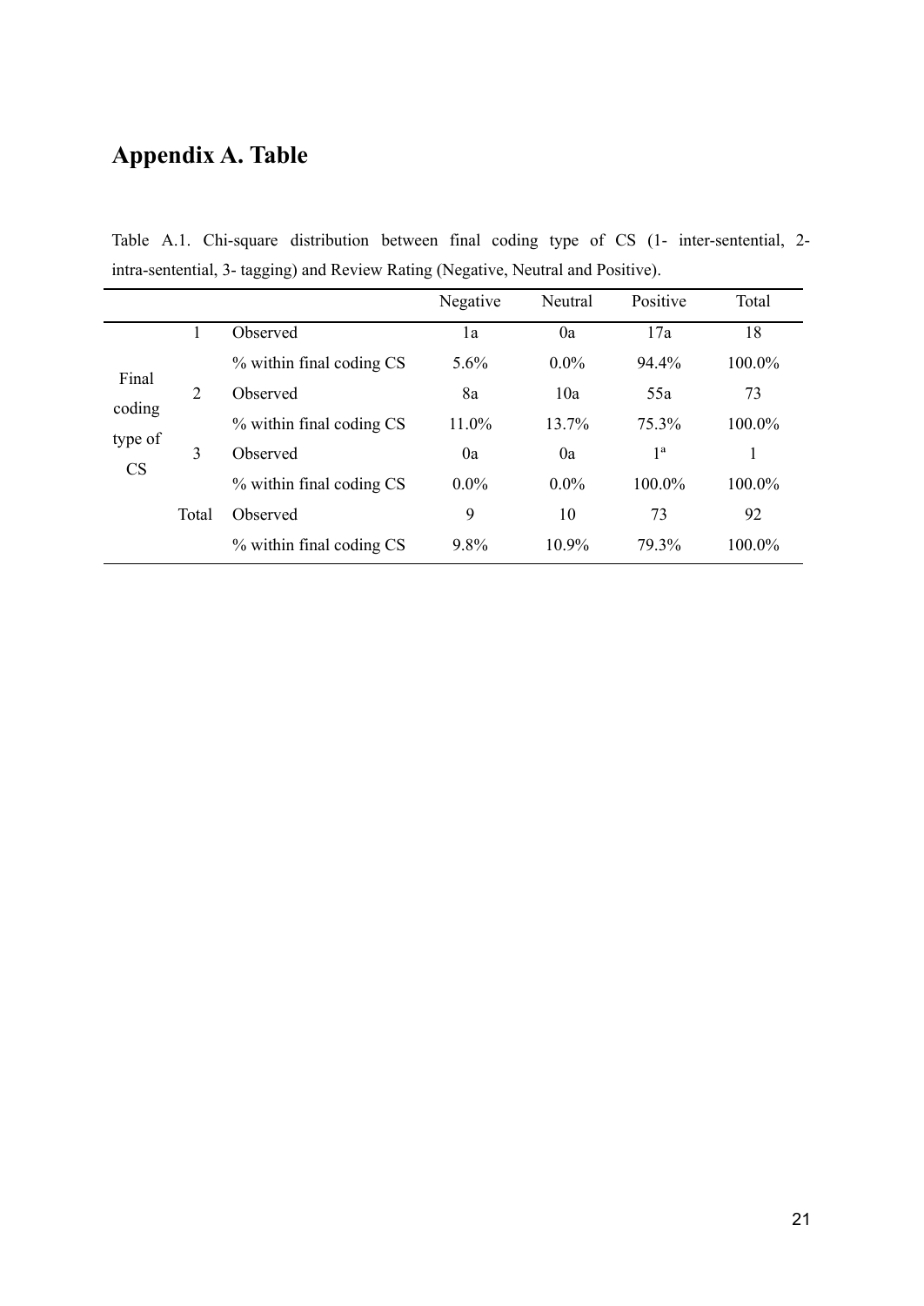# Appendix A. Table

Table A.1. Chi-square distribution between final coding type of CS (1- inter-sentential, 2- intra-sentential, 3- tagging) and Review Rating (Negative, Neutral and Positive).

| | | | Negative | Neutral | Positive | Total |
|---|---|---|---|---|---|---|
| Final coding type of CS | 1 | Observed | 1a | 0a | 17a | 18 |
| | | % within final coding CS | 5.6% | 0.0% | 94.4% | 100.0% |
| | 2 | Observed | 8a | 10a | 55a | 73 |
| | | % within final coding CS | 11.0% | 13.7% | 75.3% | 100.0% |
| | 3 | Observed | 0a | 0a | 1[a] | 1 |
| | | % within final coding CS | 0.0% | 0.0% | 100.0% | 100.0% |
| | Total | Observed | 9 | 10 | 73 | 92 |
| | | % within final coding CS | 9.8% | 10.9% | 79.3% | 100.0% |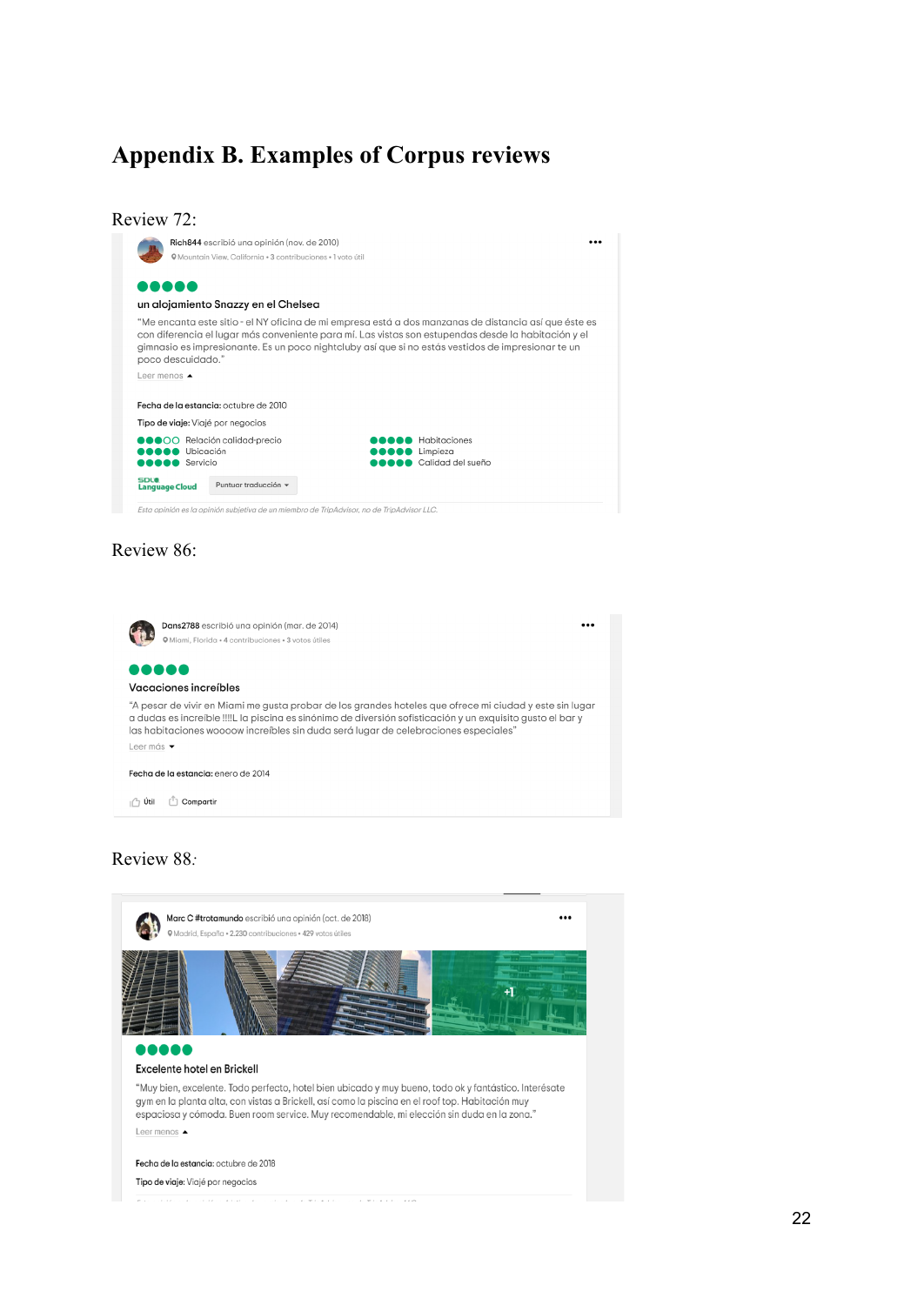# Appendix B. Examples of Corpus reviews

Review 72:

Rich844 escribió una opinión (nov. de 2010)
Mountain View, California • 3 contribuciones • 1 voto útil

un alojamiento Snazzy en el Chelsea

"Me encanta este sitio - el NY oficina de mi empresa está a dos manzanas de distancia así que éste es con diferencia el lugar más conveniente para mí. Las vistas son estupendas desde la habitación y el gimnasio es impresionante. Es un poco nightcluby así que si no estás vestidos de impresionar te un poco descuidado."

Leer menos

Fecha de la estancia: octubre de 2010

Tipo de viaje: Viajé por negocios

Relación calidad-precio
Ubicación
Servicio
Habitaciones
Limpieza
Calidad del sueño

SDL Language Cloud | Puntuar traducción

*Esta opinión es la opinión subjetiva de un miembro de TripAdvisor, no de TripAdvisor LLC.*

Review 86:

Dans2788 escribió una opinión (mar. de 2014)
Miami, Florida • 4 contribuciones • 3 votos útiles

Vacaciones increíbles

"A pesar de vivir en Miami me gusta probar de los grandes hoteles que ofrece mi ciudad y este sin lugar a dudas es increible !!!!L la piscina es sinónimo de diversión sofisticación y un exquisito gusto el bar y las habitaciones woooow increíbles sin duda será lugar de celebraciones especiales"

Leer más

Fecha de la estancia: enero de 2014

Útil Compartir

Review 88:

Marc C #trotamundo escribió una opinión (oct. de 2018)
Madrid, España • 2.230 contribuciones • 429 votos útiles

+1

Excelente hotel en Brickell

"Muy bien, excelente. Todo perfecto, hotel bien ubicado y muy bueno, todo ok y fantástico. Interésate gym en la planta alta, con vistas a Brickell, así como la piscina en el roof top. Habitación muy espaciosa y cómoda. Buen room service. Muy recomendable, mi elección sin duda en la zona."

Leer menos

Fecha de la estancia: octubre de 2018

Tipo de viaje: Viajé por negocios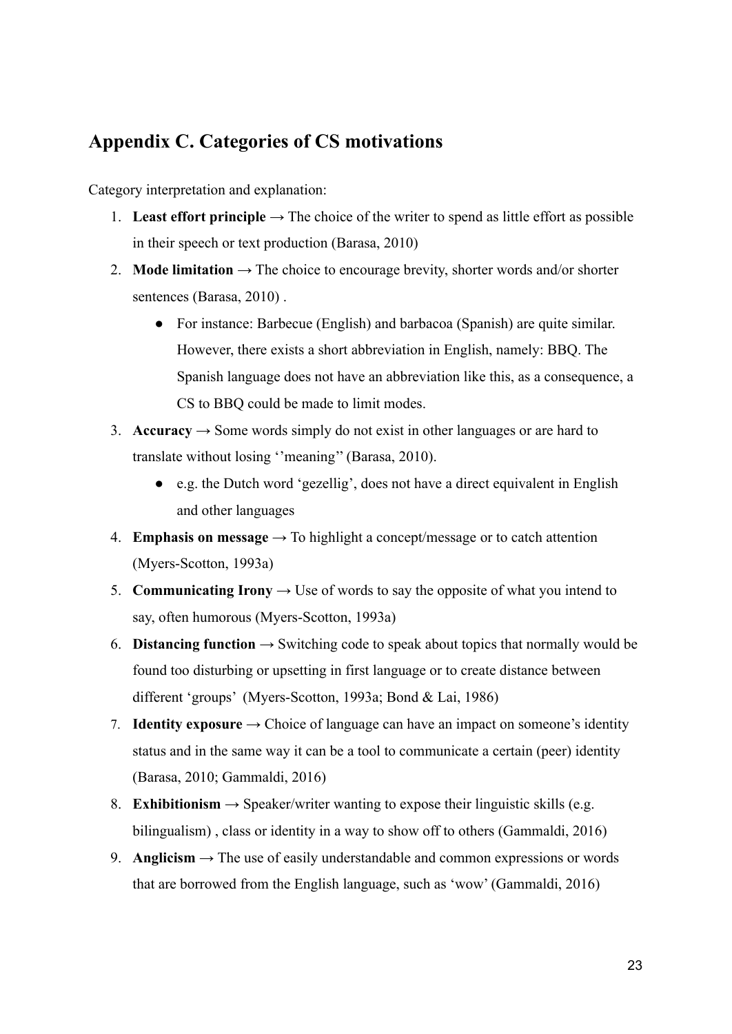## Appendix C. Categories of CS motivations

Category interpretation and explanation:

1. **Least effort principle** → The choice of the writer to spend as little effort as possible in their speech or text production (Barasa, 2010)
2. **Mode limitation** → The choice to encourage brevity, shorter words and/or shorter sentences (Barasa, 2010) .
   - For instance: Barbecue (English) and barbacoa (Spanish) are quite similar. However, there exists a short abbreviation in English, namely: BBQ. The Spanish language does not have an abbreviation like this, as a consequence, a CS to BBQ could be made to limit modes.
3. **Accuracy** → Some words simply do not exist in other languages or are hard to translate without losing ''meaning'' (Barasa, 2010).
   - e.g. the Dutch word 'gezellig', does not have a direct equivalent in English and other languages
4. **Emphasis on message** → To highlight a concept/message or to catch attention (Myers-Scotton, 1993a)
5. **Communicating Irony** → Use of words to say the opposite of what you intend to say, often humorous (Myers-Scotton, 1993a)
6. **Distancing function** → Switching code to speak about topics that normally would be found too disturbing or upsetting in first language or to create distance between different 'groups' (Myers-Scotton, 1993a; Bond & Lai, 1986)
7. **Identity exposure** → Choice of language can have an impact on someone's identity status and in the same way it can be a tool to communicate a certain (peer) identity (Barasa, 2010; Gammaldi, 2016)
8. **Exhibitionism** → Speaker/writer wanting to expose their linguistic skills (e.g. bilingualism) , class or identity in a way to show off to others (Gammaldi, 2016)
9. **Anglicism** → The use of easily understandable and common expressions or words that are borrowed from the English language, such as 'wow' (Gammaldi, 2016)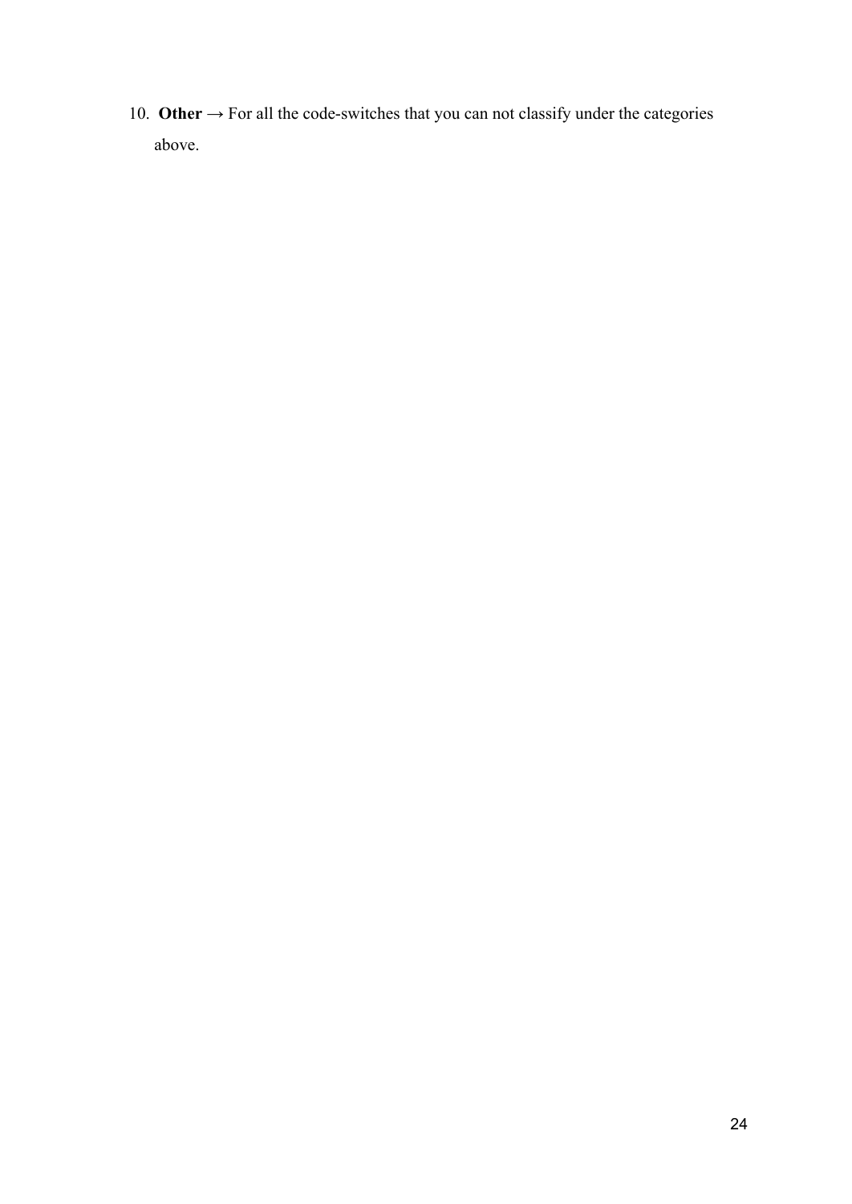10. **Other** → For all the code-switches that you can not classify under the categories above.